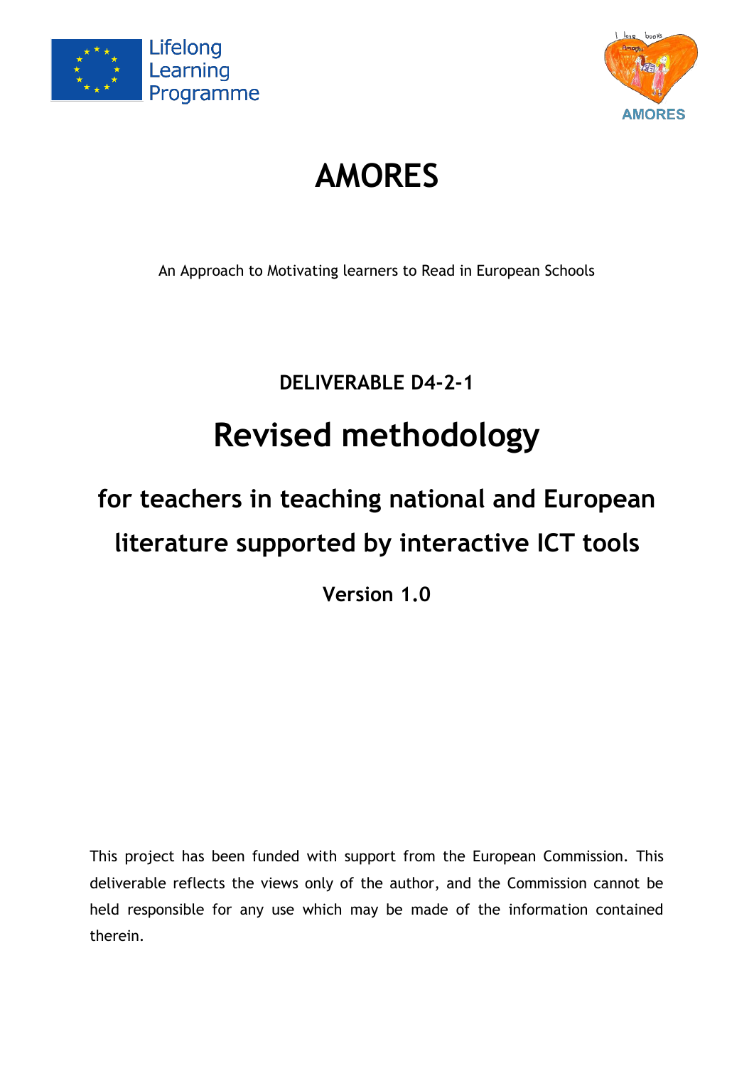Lifelong Learning Programme

AMORES

# AMORES

An Approach to Motivating learners to Read in European Schools

### DELIVERABLE D4-2-1

# Revised methodology

## for teachers in teaching national and European literature supported by interactive ICT tools

### Version 1.0

This project has been funded with support from the European Commission. This deliverable reflects the views only of the author, and the Commission cannot be held responsible for any use which may be made of the information contained therein.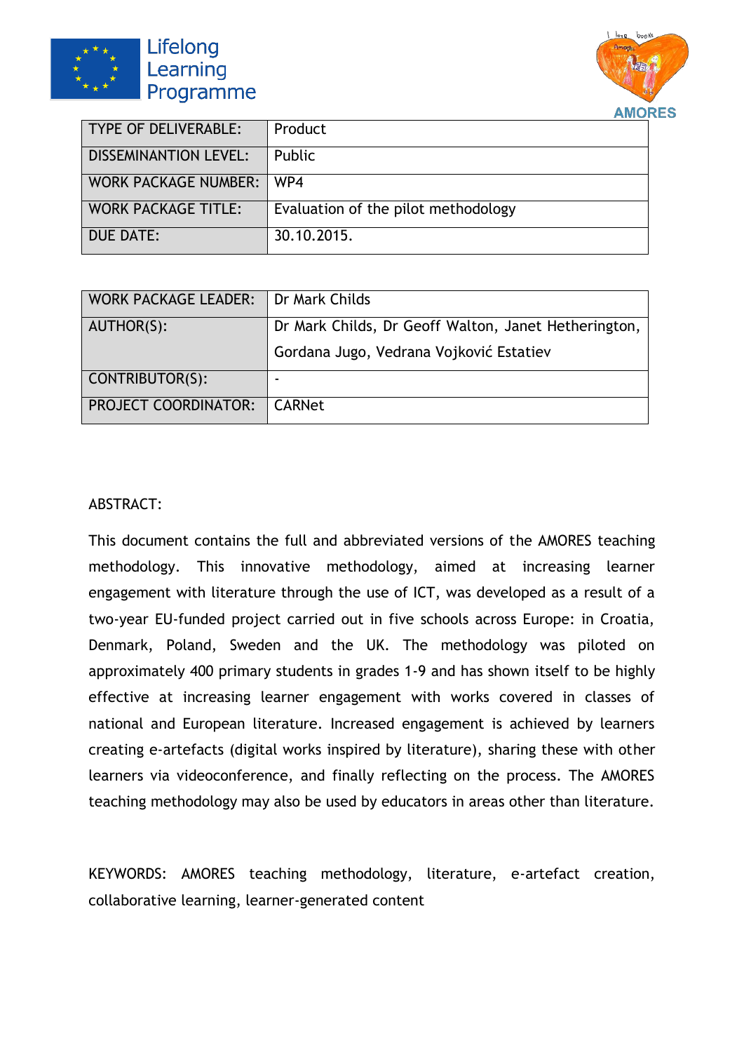| TYPE OF DELIVERABLE: | Product |
| --- | --- |
| DISSEMINANTION LEVEL: | Public |
| WORK PACKAGE NUMBER: | WP4 |
| WORK PACKAGE TITLE: | Evaluation of the pilot methodology |
| DUE DATE: | 30.10.2015. |

| WORK PACKAGE LEADER: | Dr Mark Childs |
| --- | --- |
| AUTHOR(S): | Dr Mark Childs, Dr Geoff Walton, Janet Hetherington, Gordana Jugo, Vedrana Vojković Estatiev |
| CONTRIBUTOR(S): | - |
| PROJECT COORDINATOR: | CARNet |

ABSTRACT:

This document contains the full and abbreviated versions of the AMORES teaching methodology. This innovative methodology, aimed at increasing learner engagement with literature through the use of ICT, was developed as a result of a two-year EU-funded project carried out in five schools across Europe: in Croatia, Denmark, Poland, Sweden and the UK. The methodology was piloted on approximately 400 primary students in grades 1-9 and has shown itself to be highly effective at increasing learner engagement with works covered in classes of national and European literature. Increased engagement is achieved by learners creating e-artefacts (digital works inspired by literature), sharing these with other learners via videoconference, and finally reflecting on the process. The AMORES teaching methodology may also be used by educators in areas other than literature.

KEYWORDS: AMORES teaching methodology, literature, e-artefact creation, collaborative learning, learner-generated content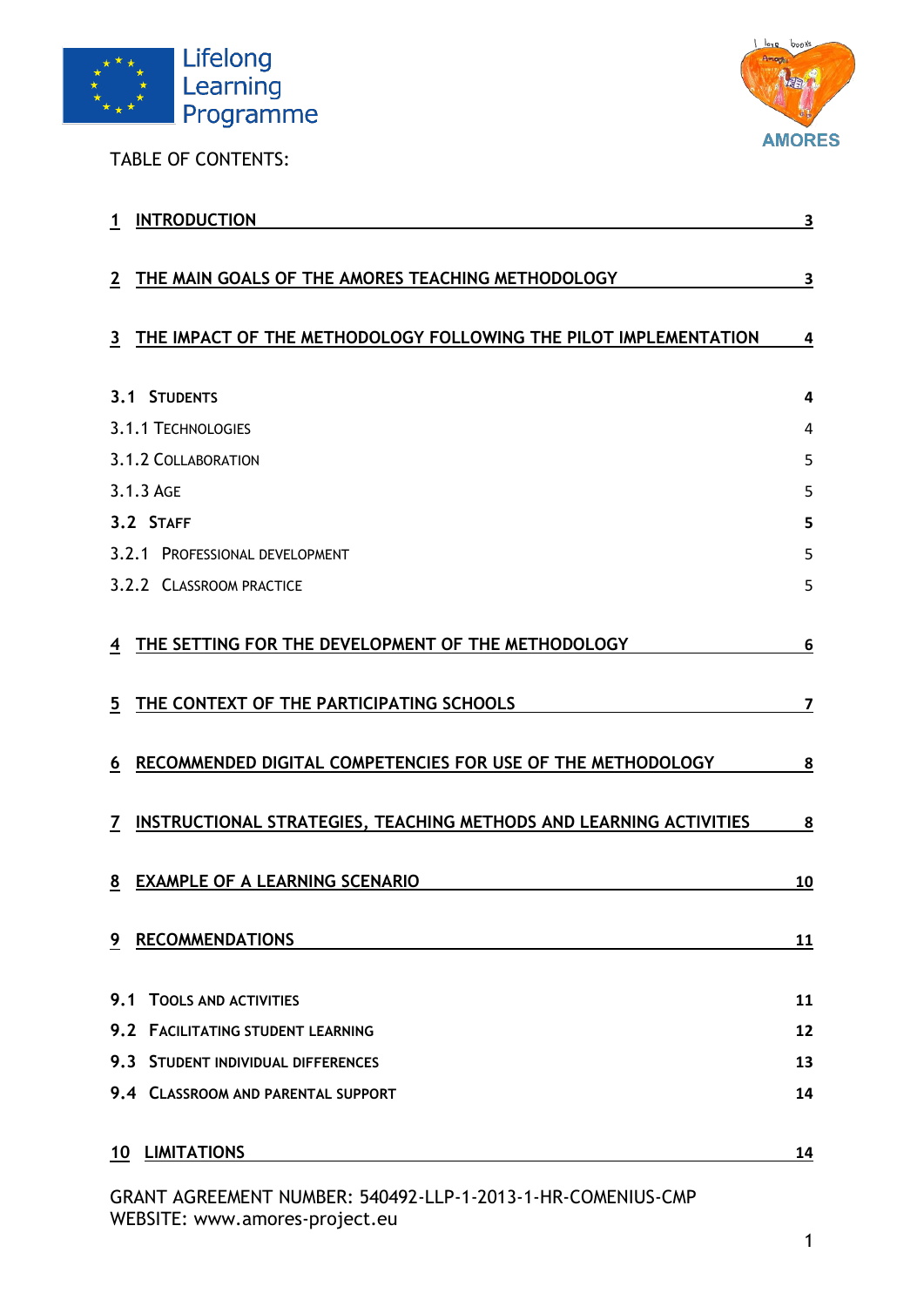TABLE OF CONTENTS:

| | |
|---|---|
| **1 INTRODUCTION** | **3** |
| **2 THE MAIN GOALS OF THE AMORES TEACHING METHODOLOGY** | **3** |
| **3 THE IMPACT OF THE METHODOLOGY FOLLOWING THE PILOT IMPLEMENTATION** | **4** |
| **3.1 STUDENTS** | **4** |
| 3.1.1 TECHNOLOGIES | 4 |
| 3.1.2 COLLABORATION | 5 |
| 3.1.3 AGE | 5 |
| **3.2 STAFF** | **5** |
| 3.2.1 PROFESSIONAL DEVELOPMENT | 5 |
| 3.2.2 CLASSROOM PRACTICE | 5 |
| **4 THE SETTING FOR THE DEVELOPMENT OF THE METHODOLOGY** | **6** |
| **5 THE CONTEXT OF THE PARTICIPATING SCHOOLS** | **7** |
| **6 RECOMMENDED DIGITAL COMPETENCIES FOR USE OF THE METHODOLOGY** | **8** |
| **7 INSTRUCTIONAL STRATEGIES, TEACHING METHODS AND LEARNING ACTIVITIES** | **8** |
| **8 EXAMPLE OF A LEARNING SCENARIO** | **10** |
| **9 RECOMMENDATIONS** | **11** |
| **9.1 TOOLS AND ACTIVITIES** | **11** |
| **9.2 FACILITATING STUDENT LEARNING** | **12** |
| **9.3 STUDENT INDIVIDUAL DIFFERENCES** | **13** |
| **9.4 CLASSROOM AND PARENTAL SUPPORT** | **14** |
| **10 LIMITATIONS** | **14** |

GRANT AGREEMENT NUMBER: 540492-LLP-1-2013-1-HR-COMENIUS-CMP
WEBSITE: www.amores-project.eu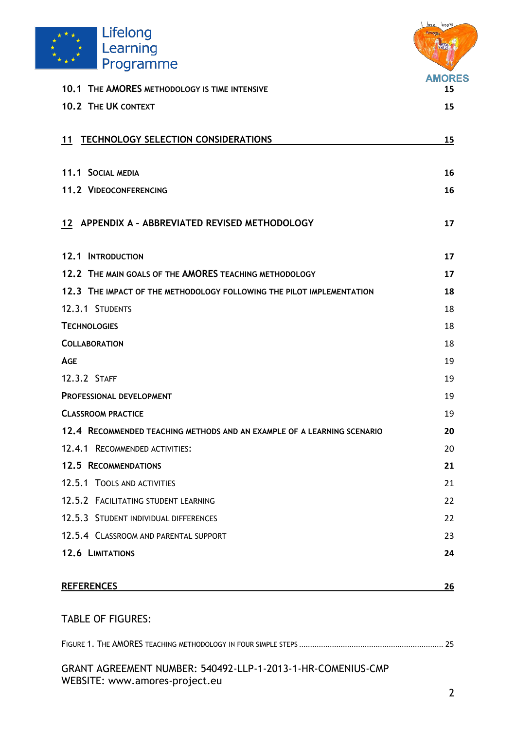10.1 THE AMORES METHODOLOGY IS TIME INTENSIVE 15

10.2 THE UK CONTEXT 15

11 TECHNOLOGY SELECTION CONSIDERATIONS 15

11.1 SOCIAL MEDIA 16

11.2 VIDEOCONFERENCING 16

12 APPENDIX A – ABBREVIATED REVISED METHODOLOGY 17

12.1 INTRODUCTION 17

12.2 THE MAIN GOALS OF THE AMORES TEACHING METHODOLOGY 17

12.3 THE IMPACT OF THE METHODOLOGY FOLLOWING THE PILOT IMPLEMENTATION 18

12.3.1 STUDENTS 18

TECHNOLOGIES 18

COLLABORATION 18

AGE 19

12.3.2 STAFF 19

PROFESSIONAL DEVELOPMENT 19

CLASSROOM PRACTICE 19

12.4 RECOMMENDED TEACHING METHODS AND AN EXAMPLE OF A LEARNING SCENARIO 20

12.4.1 RECOMMENDED ACTIVITIES: 20

12.5 RECOMMENDATIONS 21

12.5.1 TOOLS AND ACTIVITIES 21

12.5.2 FACILITATING STUDENT LEARNING 22

12.5.3 STUDENT INDIVIDUAL DIFFERENCES 22

12.5.4 CLASSROOM AND PARENTAL SUPPORT 23

12.6 LIMITATIONS 24

REFERENCES 26

TABLE OF FIGURES:

FIGURE 1. THE AMORES TEACHING METHODOLOGY IN FOUR SIMPLE STEPS ................................................................ 25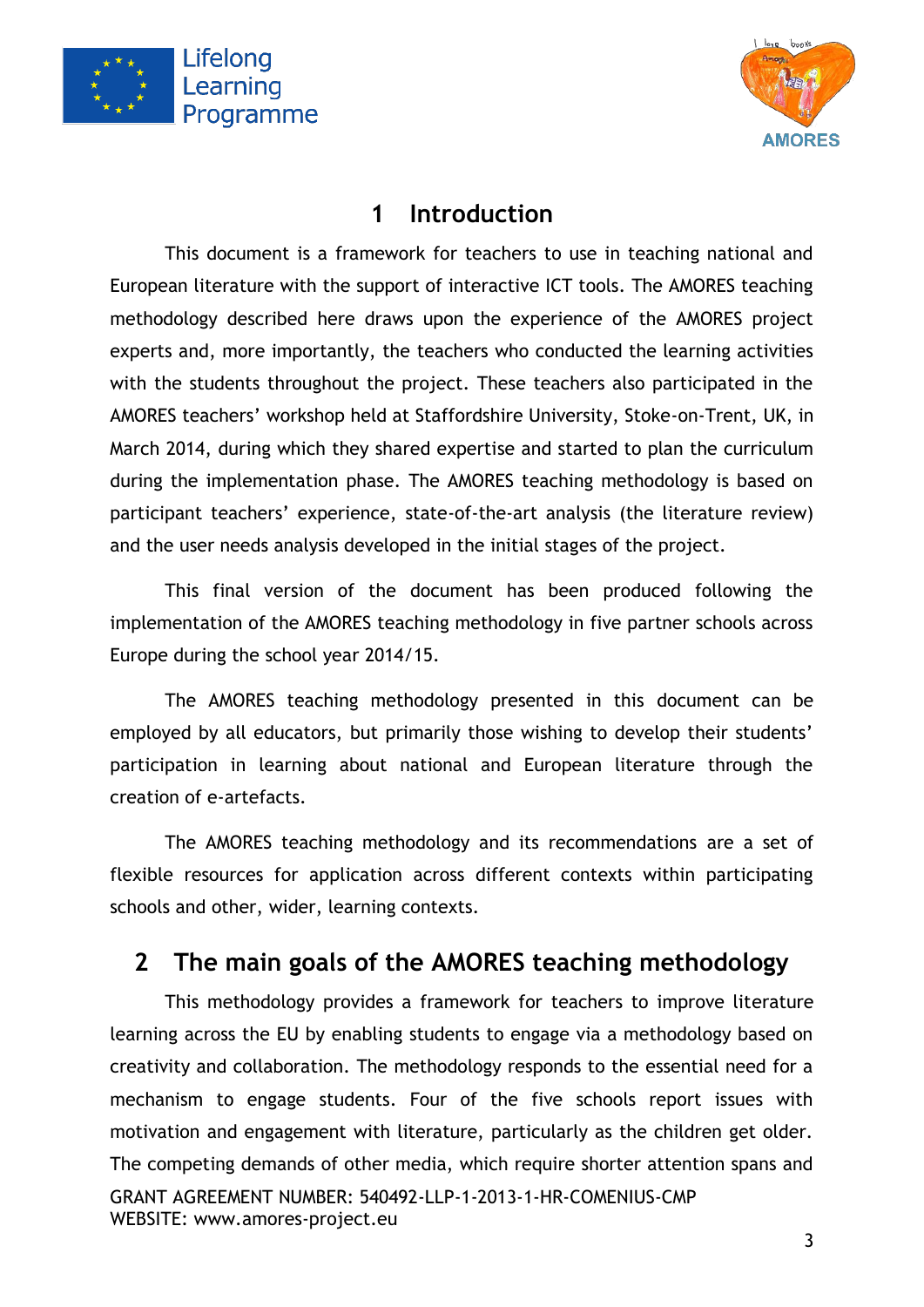# 1 Introduction

This document is a framework for teachers to use in teaching national and European literature with the support of interactive ICT tools. The AMORES teaching methodology described here draws upon the experience of the AMORES project experts and, more importantly, the teachers who conducted the learning activities with the students throughout the project. These teachers also participated in the AMORES teachers' workshop held at Staffordshire University, Stoke-on-Trent, UK, in March 2014, during which they shared expertise and started to plan the curriculum during the implementation phase. The AMORES teaching methodology is based on participant teachers' experience, state-of-the-art analysis (the literature review) and the user needs analysis developed in the initial stages of the project.

This final version of the document has been produced following the implementation of the AMORES teaching methodology in five partner schools across Europe during the school year 2014/15.

The AMORES teaching methodology presented in this document can be employed by all educators, but primarily those wishing to develop their students' participation in learning about national and European literature through the creation of e-artefacts.

The AMORES teaching methodology and its recommendations are a set of flexible resources for application across different contexts within participating schools and other, wider, learning contexts.

# 2 The main goals of the AMORES teaching methodology

This methodology provides a framework for teachers to improve literature learning across the EU by enabling students to engage via a methodology based on creativity and collaboration. The methodology responds to the essential need for a mechanism to engage students. Four of the five schools report issues with motivation and engagement with literature, particularly as the children get older. The competing demands of other media, which require shorter attention spans and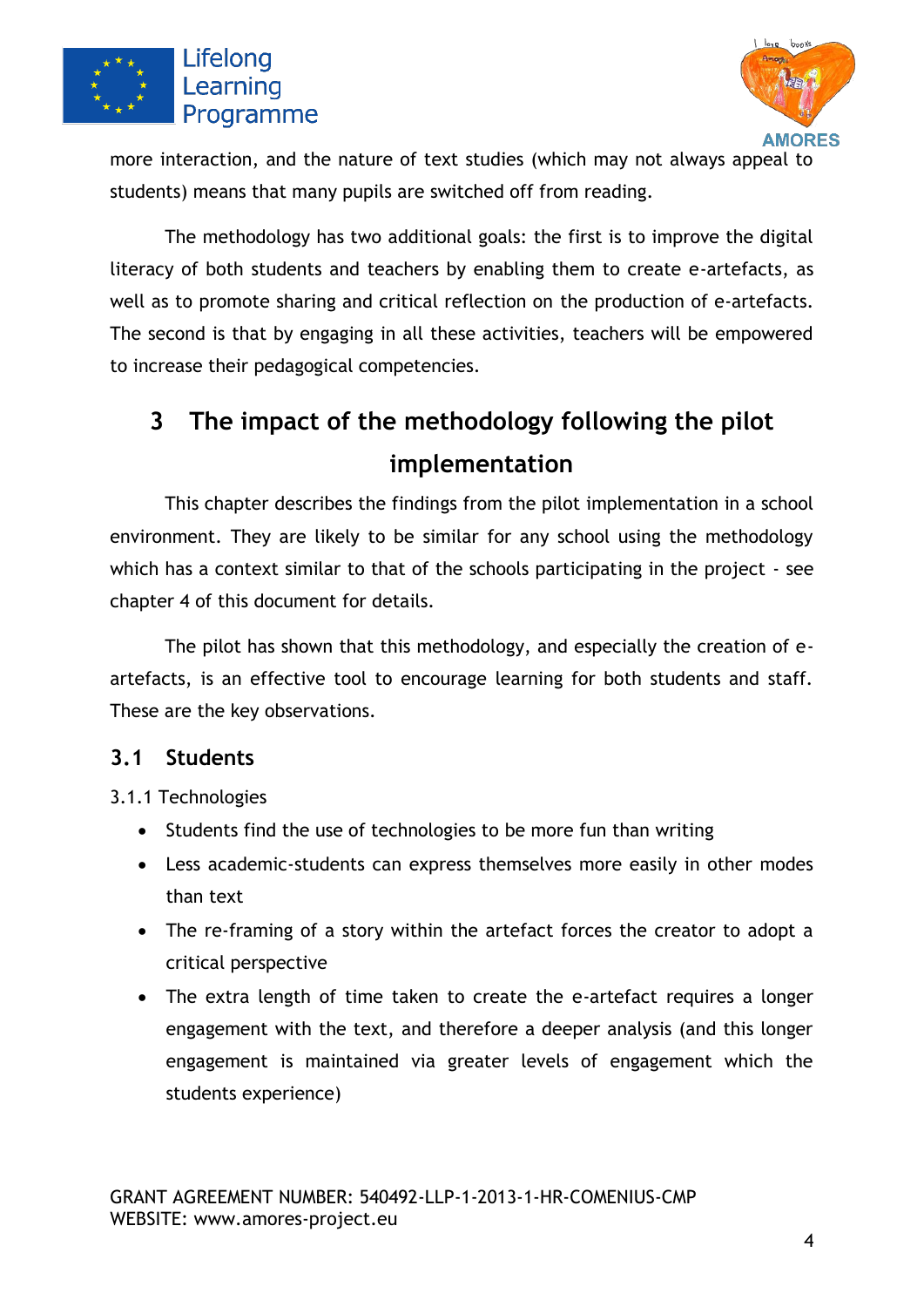more interaction, and the nature of text studies (which may not always appeal to students) means that many pupils are switched off from reading.

The methodology has two additional goals: the first is to improve the digital literacy of both students and teachers by enabling them to create e-artefacts, as well as to promote sharing and critical reflection on the production of e-artefacts. The second is that by engaging in all these activities, teachers will be empowered to increase their pedagogical competencies.

# 3 The impact of the methodology following the pilot implementation

This chapter describes the findings from the pilot implementation in a school environment. They are likely to be similar for any school using the methodology which has a context similar to that of the schools participating in the project - see chapter 4 of this document for details.

The pilot has shown that this methodology, and especially the creation of e-artefacts, is an effective tool to encourage learning for both students and staff. These are the key observations.

## 3.1 Students

3.1.1 Technologies

- Students find the use of technologies to be more fun than writing
- Less academic-students can express themselves more easily in other modes than text
- The re-framing of a story within the artefact forces the creator to adopt a critical perspective
- The extra length of time taken to create the e-artefact requires a longer engagement with the text, and therefore a deeper analysis (and this longer engagement is maintained via greater levels of engagement which the students experience)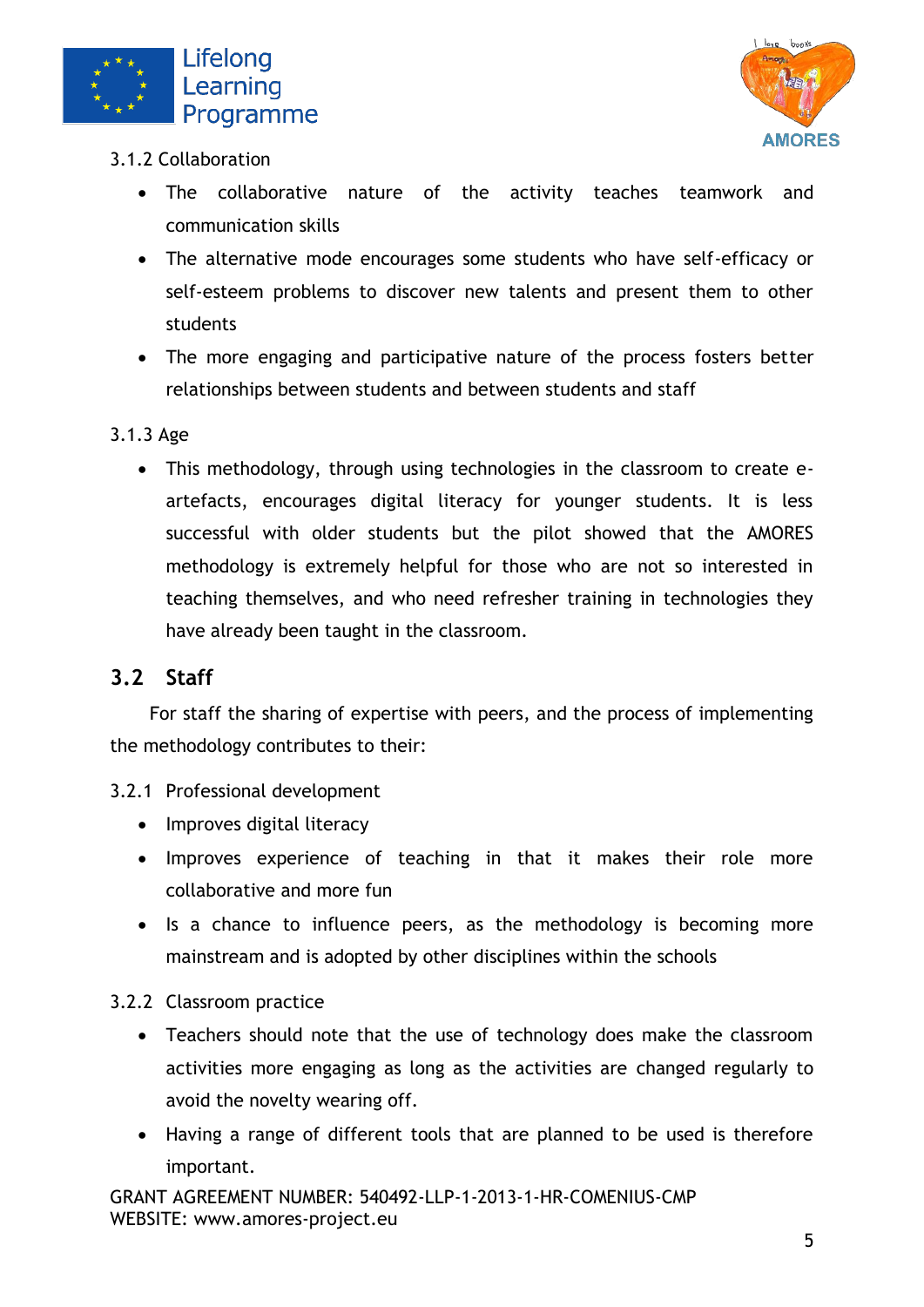3.1.2 Collaboration

- The collaborative nature of the activity teaches teamwork and communication skills
- The alternative mode encourages some students who have self-efficacy or self-esteem problems to discover new talents and present them to other students
- The more engaging and participative nature of the process fosters better relationships between students and between students and staff

3.1.3 Age

- This methodology, through using technologies in the classroom to create e-artefacts, encourages digital literacy for younger students. It is less successful with older students but the pilot showed that the AMORES methodology is extremely helpful for those who are not so interested in teaching themselves, and who need refresher training in technologies they have already been taught in the classroom.

## 3.2 Staff

For staff the sharing of expertise with peers, and the process of implementing the methodology contributes to their:

3.2.1 Professional development

- Improves digital literacy
- Improves experience of teaching in that it makes their role more collaborative and more fun
- Is a chance to influence peers, as the methodology is becoming more mainstream and is adopted by other disciplines within the schools

3.2.2 Classroom practice

- Teachers should note that the use of technology does make the classroom activities more engaging as long as the activities are changed regularly to avoid the novelty wearing off.
- Having a range of different tools that are planned to be used is therefore important.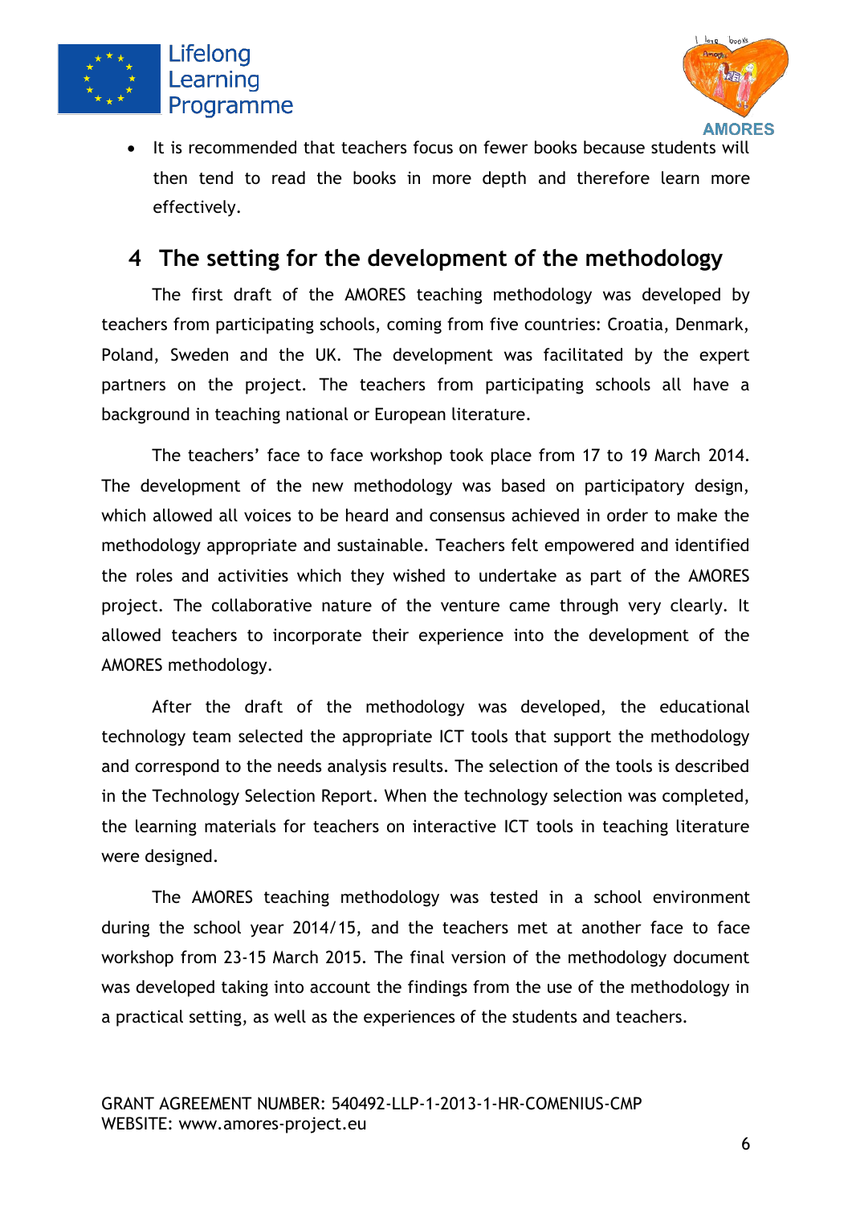- It is recommended that teachers focus on fewer books because students will then tend to read the books in more depth and therefore learn more effectively.

## 4 The setting for the development of the methodology

The first draft of the AMORES teaching methodology was developed by teachers from participating schools, coming from five countries: Croatia, Denmark, Poland, Sweden and the UK. The development was facilitated by the expert partners on the project. The teachers from participating schools all have a background in teaching national or European literature.

The teachers' face to face workshop took place from 17 to 19 March 2014. The development of the new methodology was based on participatory design, which allowed all voices to be heard and consensus achieved in order to make the methodology appropriate and sustainable. Teachers felt empowered and identified the roles and activities which they wished to undertake as part of the AMORES project. The collaborative nature of the venture came through very clearly. It allowed teachers to incorporate their experience into the development of the AMORES methodology.

After the draft of the methodology was developed, the educational technology team selected the appropriate ICT tools that support the methodology and correspond to the needs analysis results. The selection of the tools is described in the Technology Selection Report. When the technology selection was completed, the learning materials for teachers on interactive ICT tools in teaching literature were designed.

The AMORES teaching methodology was tested in a school environment during the school year 2014/15, and the teachers met at another face to face workshop from 23-15 March 2015. The final version of the methodology document was developed taking into account the findings from the use of the methodology in a practical setting, as well as the experiences of the students and teachers.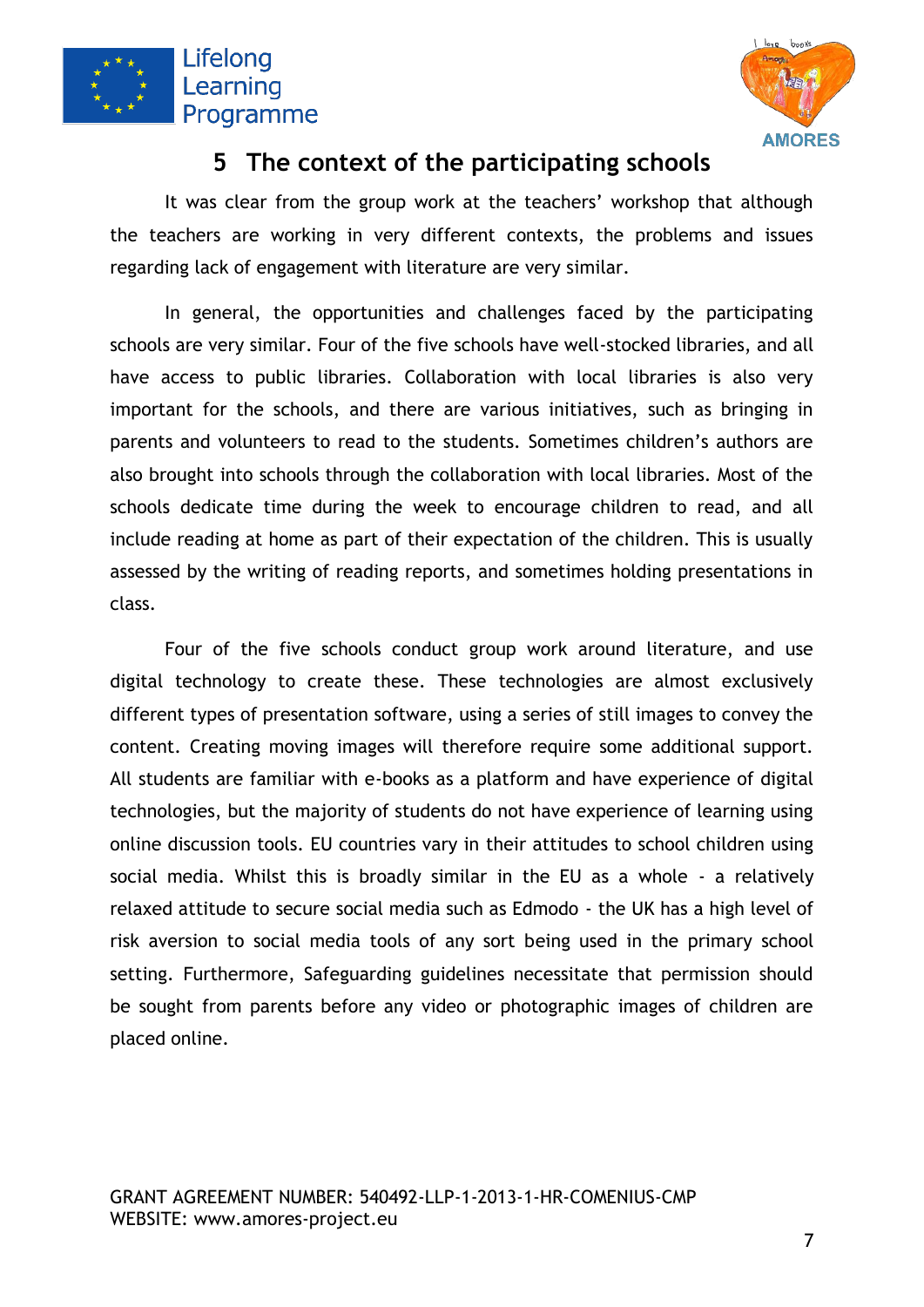# 5 The context of the participating schools

It was clear from the group work at the teachers' workshop that although the teachers are working in very different contexts, the problems and issues regarding lack of engagement with literature are very similar.

In general, the opportunities and challenges faced by the participating schools are very similar. Four of the five schools have well-stocked libraries, and all have access to public libraries. Collaboration with local libraries is also very important for the schools, and there are various initiatives, such as bringing in parents and volunteers to read to the students. Sometimes children's authors are also brought into schools through the collaboration with local libraries. Most of the schools dedicate time during the week to encourage children to read, and all include reading at home as part of their expectation of the children. This is usually assessed by the writing of reading reports, and sometimes holding presentations in class.

Four of the five schools conduct group work around literature, and use digital technology to create these. These technologies are almost exclusively different types of presentation software, using a series of still images to convey the content. Creating moving images will therefore require some additional support. All students are familiar with e-books as a platform and have experience of digital technologies, but the majority of students do not have experience of learning using online discussion tools. EU countries vary in their attitudes to school children using social media. Whilst this is broadly similar in the EU as a whole - a relatively relaxed attitude to secure social media such as Edmodo - the UK has a high level of risk aversion to social media tools of any sort being used in the primary school setting. Furthermore, Safeguarding guidelines necessitate that permission should be sought from parents before any video or photographic images of children are placed online.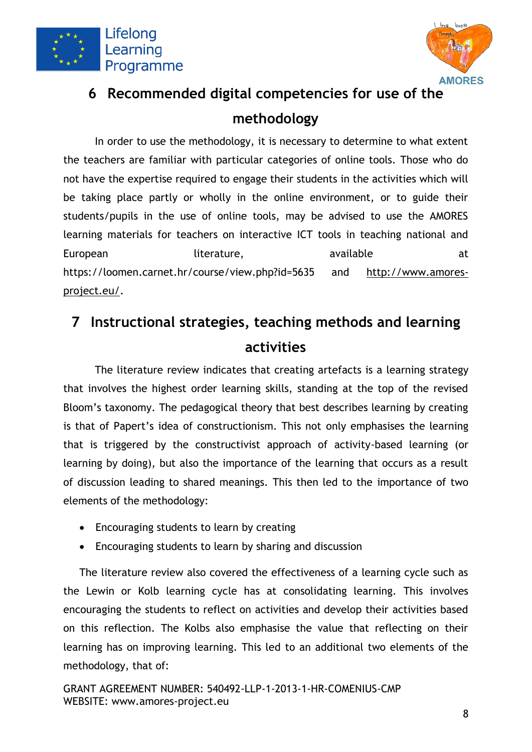## 6 Recommended digital competencies for use of the methodology

In order to use the methodology, it is necessary to determine to what extent the teachers are familiar with particular categories of online tools. Those who do not have the expertise required to engage their students in the activities which will be taking place partly or wholly in the online environment, or to guide their students/pupils in the use of online tools, may be advised to use the AMORES learning materials for teachers on interactive ICT tools in teaching national and European literature, available at https://loomen.carnet.hr/course/view.php?id=5635 and http://www.amores-project.eu/.

## 7 Instructional strategies, teaching methods and learning activities

The literature review indicates that creating artefacts is a learning strategy that involves the highest order learning skills, standing at the top of the revised Bloom's taxonomy. The pedagogical theory that best describes learning by creating is that of Papert's idea of constructionism. This not only emphasises the learning that is triggered by the constructivist approach of activity-based learning (or learning by doing), but also the importance of the learning that occurs as a result of discussion leading to shared meanings. This then led to the importance of two elements of the methodology:

- Encouraging students to learn by creating
- Encouraging students to learn by sharing and discussion

The literature review also covered the effectiveness of a learning cycle such as the Lewin or Kolb learning cycle has at consolidating learning. This involves encouraging the students to reflect on activities and develop their activities based on this reflection. The Kolbs also emphasise the value that reflecting on their learning has on improving learning. This led to an additional two elements of the methodology, that of: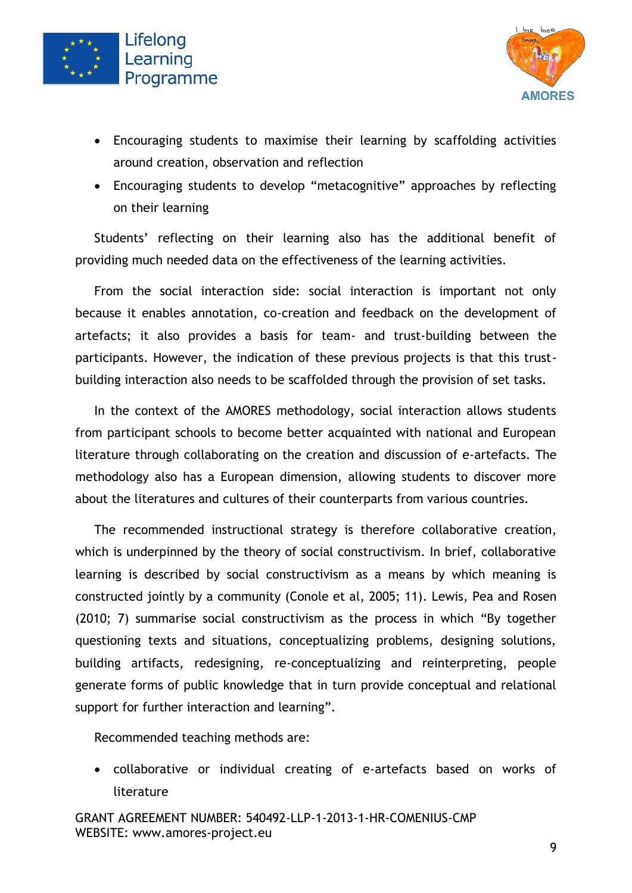- Encouraging students to maximise their learning by scaffolding activities around creation, observation and reflection
- Encouraging students to develop "metacognitive" approaches by reflecting on their learning

Students' reflecting on their learning also has the additional benefit of providing much needed data on the effectiveness of the learning activities.

From the social interaction side: social interaction is important not only because it enables annotation, co-creation and feedback on the development of artefacts; it also provides a basis for team- and trust-building between the participants. However, the indication of these previous projects is that this trust-building interaction also needs to be scaffolded through the provision of set tasks.

In the context of the AMORES methodology, social interaction allows students from participant schools to become better acquainted with national and European literature through collaborating on the creation and discussion of e-artefacts. The methodology also has a European dimension, allowing students to discover more about the literatures and cultures of their counterparts from various countries.

The recommended instructional strategy is therefore collaborative creation, which is underpinned by the theory of social constructivism. In brief, collaborative learning is described by social constructivism as a means by which meaning is constructed jointly by a community (Conole et al, 2005; 11). Lewis, Pea and Rosen (2010; 7) summarise social constructivism as the process in which "By together questioning texts and situations, conceptualizing problems, designing solutions, building artifacts, redesigning, re-conceptualizing and reinterpreting, people generate forms of public knowledge that in turn provide conceptual and relational support for further interaction and learning".

Recommended teaching methods are:

- collaborative or individual creating of e-artefacts based on works of literature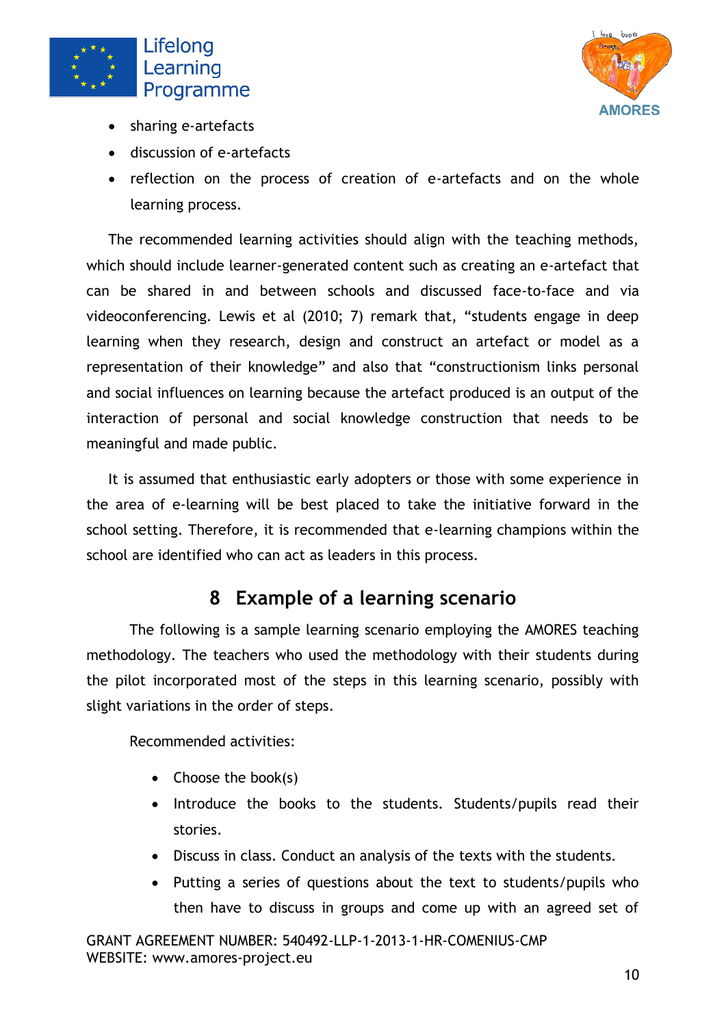- sharing e-artefacts
- discussion of e-artefacts
- reflection on the process of creation of e-artefacts and on the whole learning process.

The recommended learning activities should align with the teaching methods, which should include learner-generated content such as creating an e-artefact that can be shared in and between schools and discussed face-to-face and via videoconferencing. Lewis et al (2010; 7) remark that, "students engage in deep learning when they research, design and construct an artefact or model as a representation of their knowledge" and also that "constructionism links personal and social influences on learning because the artefact produced is an output of the interaction of personal and social knowledge construction that needs to be meaningful and made public.

It is assumed that enthusiastic early adopters or those with some experience in the area of e-learning will be best placed to take the initiative forward in the school setting. Therefore, it is recommended that e-learning champions within the school are identified who can act as leaders in this process.

# 8 Example of a learning scenario

The following is a sample learning scenario employing the AMORES teaching methodology. The teachers who used the methodology with their students during the pilot incorporated most of the steps in this learning scenario, possibly with slight variations in the order of steps.

Recommended activities:

- Choose the book(s)
- Introduce the books to the students. Students/pupils read their stories.
- Discuss in class. Conduct an analysis of the texts with the students.
- Putting a series of questions about the text to students/pupils who then have to discuss in groups and come up with an agreed set of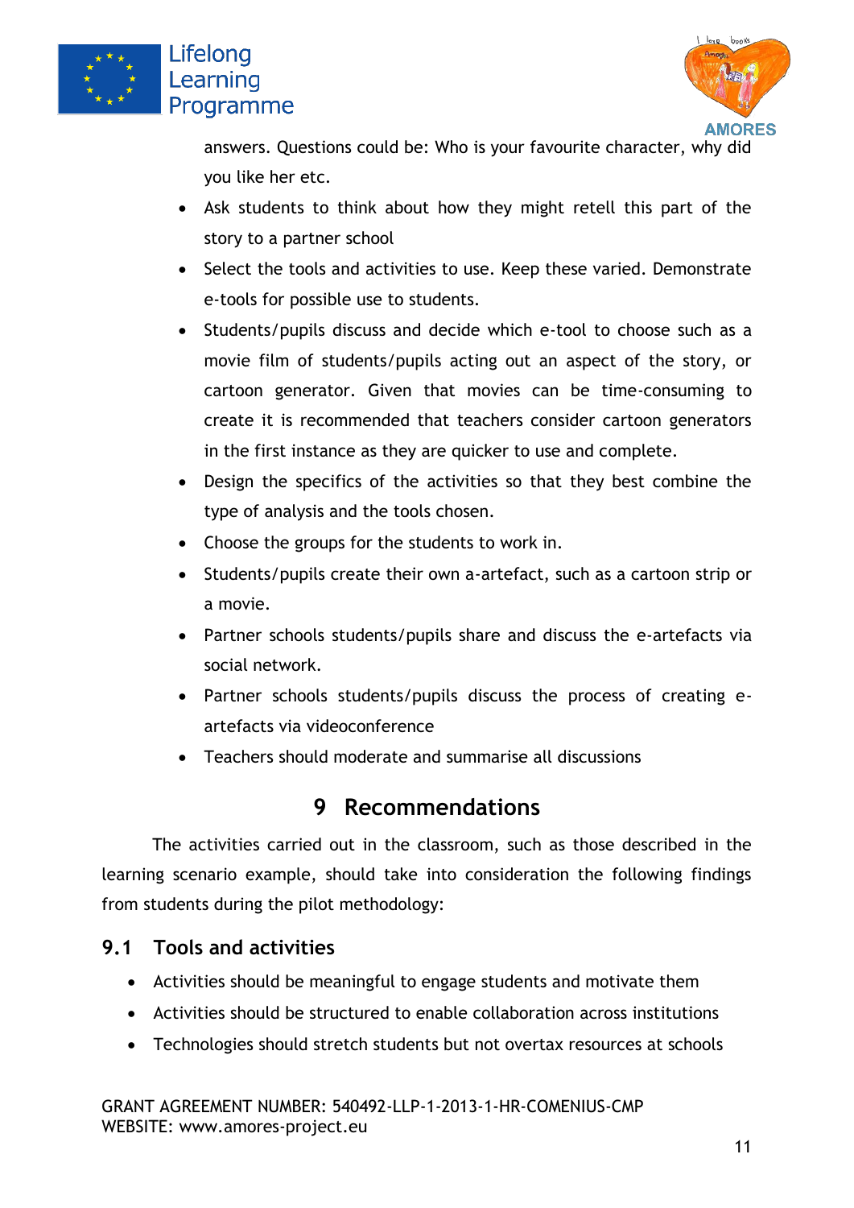answers. Questions could be: Who is your favourite character, why did you like her etc.

- Ask students to think about how they might retell this part of the story to a partner school
- Select the tools and activities to use. Keep these varied. Demonstrate e-tools for possible use to students.
- Students/pupils discuss and decide which e-tool to choose such as a movie film of students/pupils acting out an aspect of the story, or cartoon generator. Given that movies can be time-consuming to create it is recommended that teachers consider cartoon generators in the first instance as they are quicker to use and complete.
- Design the specifics of the activities so that they best combine the type of analysis and the tools chosen.
- Choose the groups for the students to work in.
- Students/pupils create their own a-artefact, such as a cartoon strip or a movie.
- Partner schools students/pupils share and discuss the e-artefacts via social network.
- Partner schools students/pupils discuss the process of creating e-artefacts via videoconference
- Teachers should moderate and summarise all discussions

# 9 Recommendations

The activities carried out in the classroom, such as those described in the learning scenario example, should take into consideration the following findings from students during the pilot methodology:

## 9.1 Tools and activities

- Activities should be meaningful to engage students and motivate them
- Activities should be structured to enable collaboration across institutions
- Technologies should stretch students but not overtax resources at schools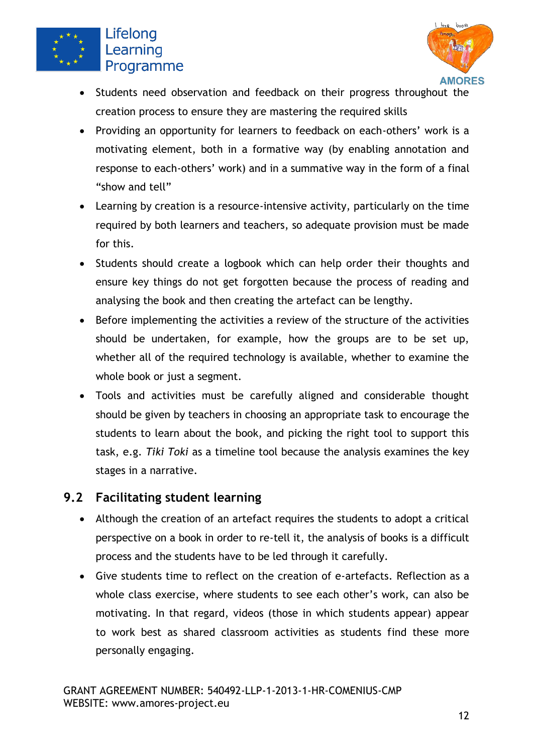- Students need observation and feedback on their progress throughout the creation process to ensure they are mastering the required skills
- Providing an opportunity for learners to feedback on each-others' work is a motivating element, both in a formative way (by enabling annotation and response to each-others' work) and in a summative way in the form of a final "show and tell"
- Learning by creation is a resource-intensive activity, particularly on the time required by both learners and teachers, so adequate provision must be made for this.
- Students should create a logbook which can help order their thoughts and ensure key things do not get forgotten because the process of reading and analysing the book and then creating the artefact can be lengthy.
- Before implementing the activities a review of the structure of the activities should be undertaken, for example, how the groups are to be set up, whether all of the required technology is available, whether to examine the whole book or just a segment.
- Tools and activities must be carefully aligned and considerable thought should be given by teachers in choosing an appropriate task to encourage the students to learn about the book, and picking the right tool to support this task, e.g. *Tiki Toki* as a timeline tool because the analysis examines the key stages in a narrative.

## 9.2 Facilitating student learning

- Although the creation of an artefact requires the students to adopt a critical perspective on a book in order to re-tell it, the analysis of books is a difficult process and the students have to be led through it carefully.
- Give students time to reflect on the creation of e-artefacts. Reflection as a whole class exercise, where students to see each other's work, can also be motivating. In that regard, videos (those in which students appear) appear to work best as shared classroom activities as students find these more personally engaging.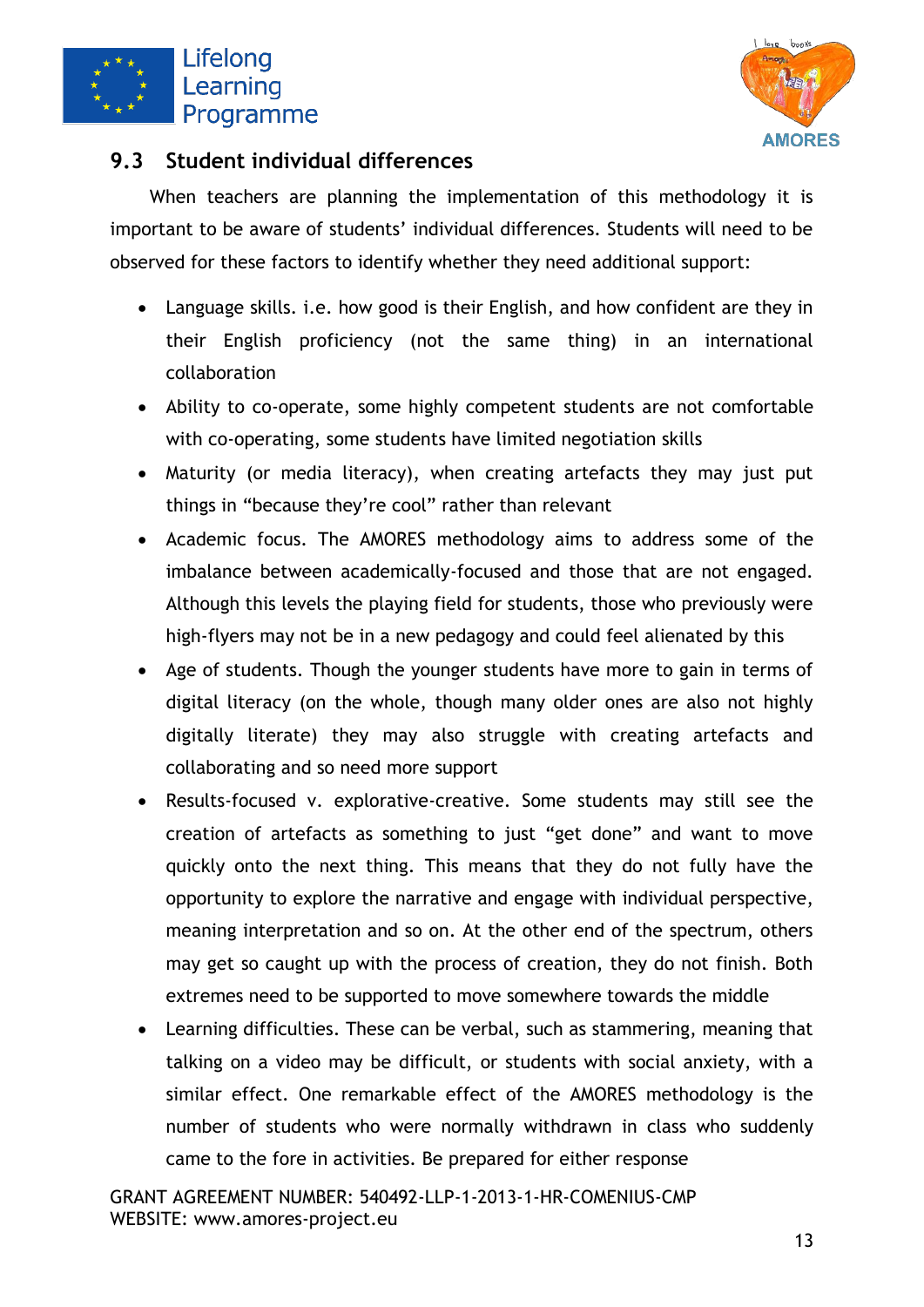## 9.3 Student individual differences

When teachers are planning the implementation of this methodology it is important to be aware of students' individual differences. Students will need to be observed for these factors to identify whether they need additional support:

- Language skills. i.e. how good is their English, and how confident are they in their English proficiency (not the same thing) in an international collaboration
- Ability to co-operate, some highly competent students are not comfortable with co-operating, some students have limited negotiation skills
- Maturity (or media literacy), when creating artefacts they may just put things in "because they're cool" rather than relevant
- Academic focus. The AMORES methodology aims to address some of the imbalance between academically-focused and those that are not engaged. Although this levels the playing field for students, those who previously were high-flyers may not be in a new pedagogy and could feel alienated by this
- Age of students. Though the younger students have more to gain in terms of digital literacy (on the whole, though many older ones are also not highly digitally literate) they may also struggle with creating artefacts and collaborating and so need more support
- Results-focused v. explorative-creative. Some students may still see the creation of artefacts as something to just "get done" and want to move quickly onto the next thing. This means that they do not fully have the opportunity to explore the narrative and engage with individual perspective, meaning interpretation and so on. At the other end of the spectrum, others may get so caught up with the process of creation, they do not finish. Both extremes need to be supported to move somewhere towards the middle
- Learning difficulties. These can be verbal, such as stammering, meaning that talking on a video may be difficult, or students with social anxiety, with a similar effect. One remarkable effect of the AMORES methodology is the number of students who were normally withdrawn in class who suddenly came to the fore in activities. Be prepared for either response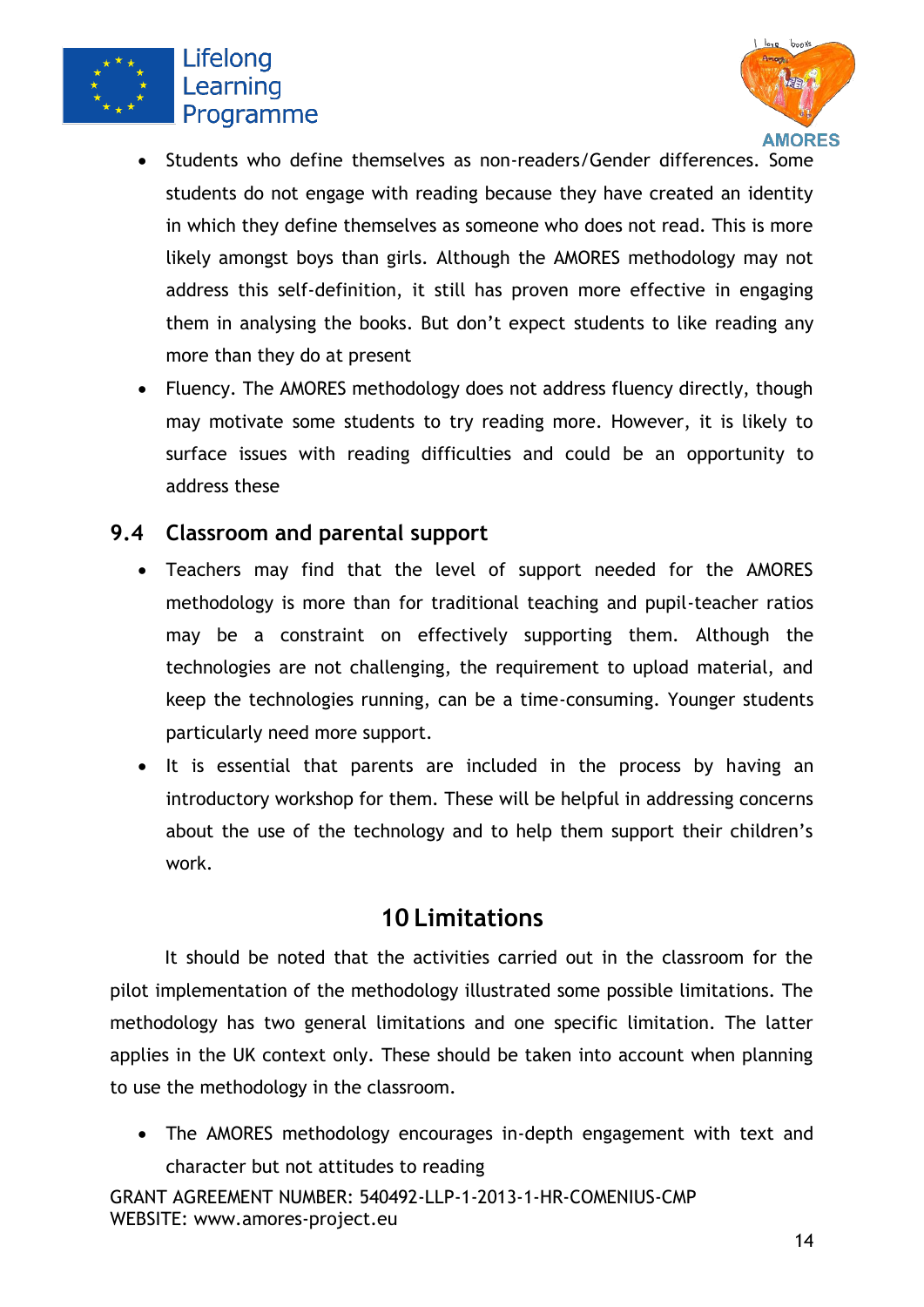- Students who define themselves as non-readers/Gender differences. Some students do not engage with reading because they have created an identity in which they define themselves as someone who does not read. This is more likely amongst boys than girls. Although the AMORES methodology may not address this self-definition, it still has proven more effective in engaging them in analysing the books. But don't expect students to like reading any more than they do at present
- Fluency. The AMORES methodology does not address fluency directly, though may motivate some students to try reading more. However, it is likely to surface issues with reading difficulties and could be an opportunity to address these

### 9.4 Classroom and parental support

- Teachers may find that the level of support needed for the AMORES methodology is more than for traditional teaching and pupil-teacher ratios may be a constraint on effectively supporting them. Although the technologies are not challenging, the requirement to upload material, and keep the technologies running, can be a time-consuming. Younger students particularly need more support.
- It is essential that parents are included in the process by having an introductory workshop for them. These will be helpful in addressing concerns about the use of the technology and to help them support their children's work.

## 10 Limitations

It should be noted that the activities carried out in the classroom for the pilot implementation of the methodology illustrated some possible limitations. The methodology has two general limitations and one specific limitation. The latter applies in the UK context only. These should be taken into account when planning to use the methodology in the classroom.

- The AMORES methodology encourages in-depth engagement with text and character but not attitudes to reading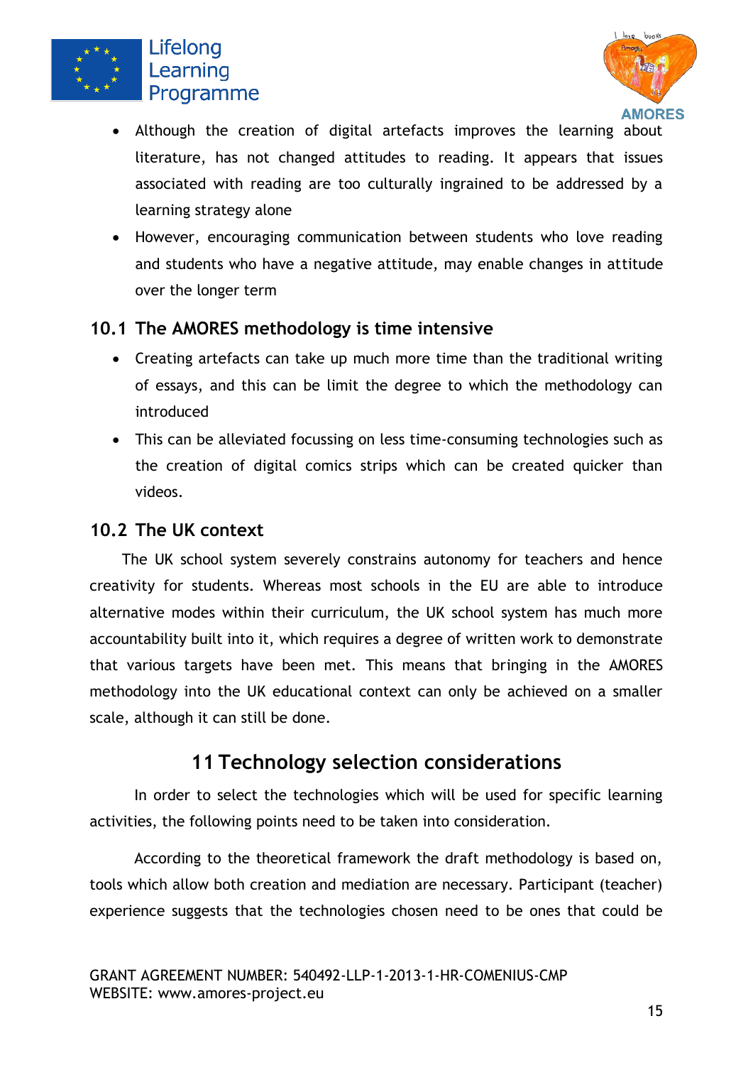- Although the creation of digital artefacts improves the learning about literature, has not changed attitudes to reading. It appears that issues associated with reading are too culturally ingrained to be addressed by a learning strategy alone
- However, encouraging communication between students who love reading and students who have a negative attitude, may enable changes in attitude over the longer term

## 10.1 The AMORES methodology is time intensive

- Creating artefacts can take up much more time than the traditional writing of essays, and this can be limit the degree to which the methodology can introduced
- This can be alleviated focussing on less time-consuming technologies such as the creation of digital comics strips which can be created quicker than videos.

## 10.2 The UK context

The UK school system severely constrains autonomy for teachers and hence creativity for students. Whereas most schools in the EU are able to introduce alternative modes within their curriculum, the UK school system has much more accountability built into it, which requires a degree of written work to demonstrate that various targets have been met. This means that bringing in the AMORES methodology into the UK educational context can only be achieved on a smaller scale, although it can still be done.

# 11 Technology selection considerations

In order to select the technologies which will be used for specific learning activities, the following points need to be taken into consideration.

According to the theoretical framework the draft methodology is based on, tools which allow both creation and mediation are necessary. Participant (teacher) experience suggests that the technologies chosen need to be ones that could be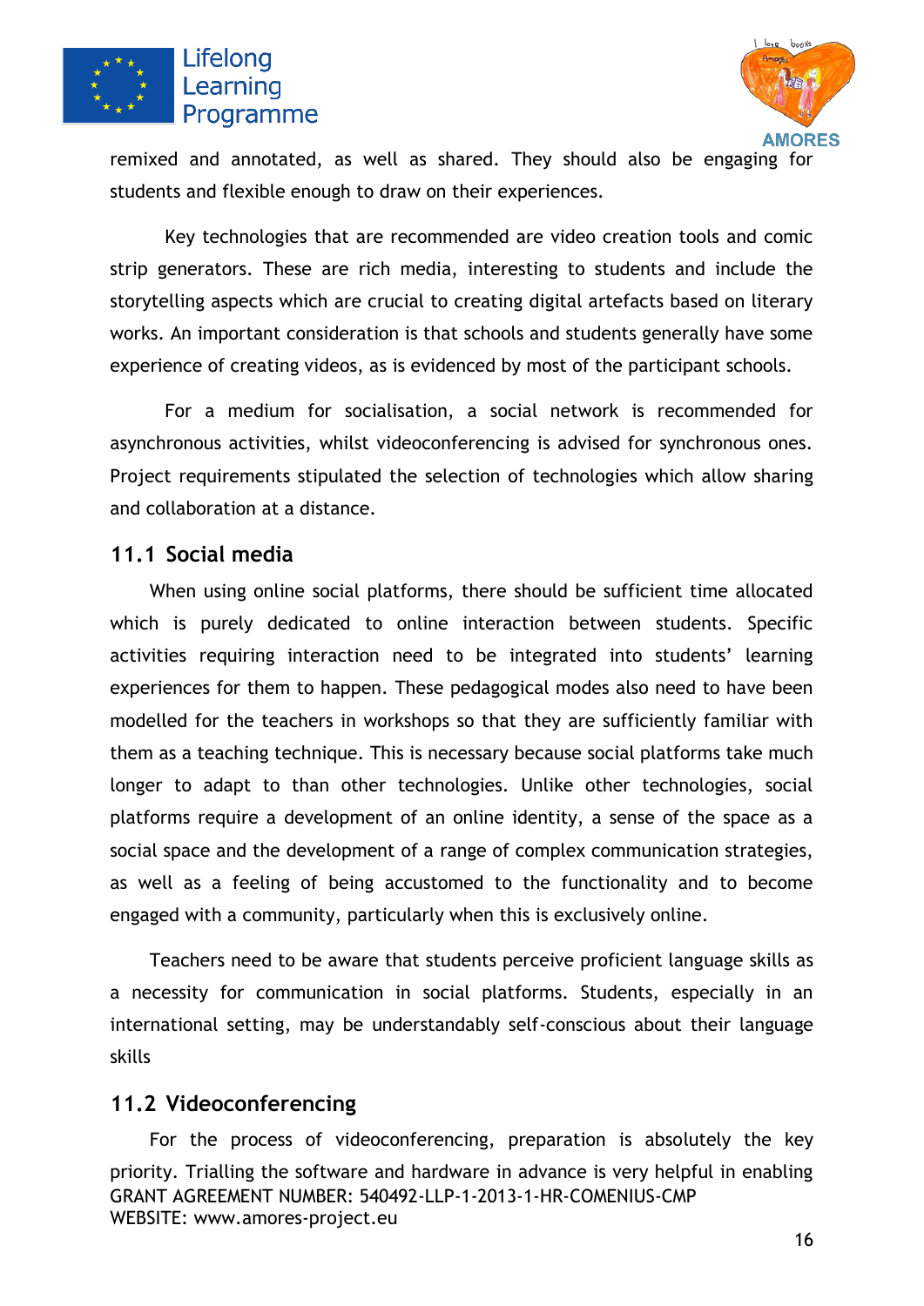remixed and annotated, as well as shared. They should also be engaging for students and flexible enough to draw on their experiences.

Key technologies that are recommended are video creation tools and comic strip generators. These are rich media, interesting to students and include the storytelling aspects which are crucial to creating digital artefacts based on literary works. An important consideration is that schools and students generally have some experience of creating videos, as is evidenced by most of the participant schools.

For a medium for socialisation, a social network is recommended for asynchronous activities, whilst videoconferencing is advised for synchronous ones. Project requirements stipulated the selection of technologies which allow sharing and collaboration at a distance.

## 11.1 Social media

When using online social platforms, there should be sufficient time allocated which is purely dedicated to online interaction between students. Specific activities requiring interaction need to be integrated into students' learning experiences for them to happen. These pedagogical modes also need to have been modelled for the teachers in workshops so that they are sufficiently familiar with them as a teaching technique. This is necessary because social platforms take much longer to adapt to than other technologies. Unlike other technologies, social platforms require a development of an online identity, a sense of the space as a social space and the development of a range of complex communication strategies, as well as a feeling of being accustomed to the functionality and to become engaged with a community, particularly when this is exclusively online.

Teachers need to be aware that students perceive proficient language skills as a necessity for communication in social platforms. Students, especially in an international setting, may be understandably self-conscious about their language skills

## 11.2 Videoconferencing

For the process of videoconferencing, preparation is absolutely the key priority. Trialling the software and hardware in advance is very helpful in enabling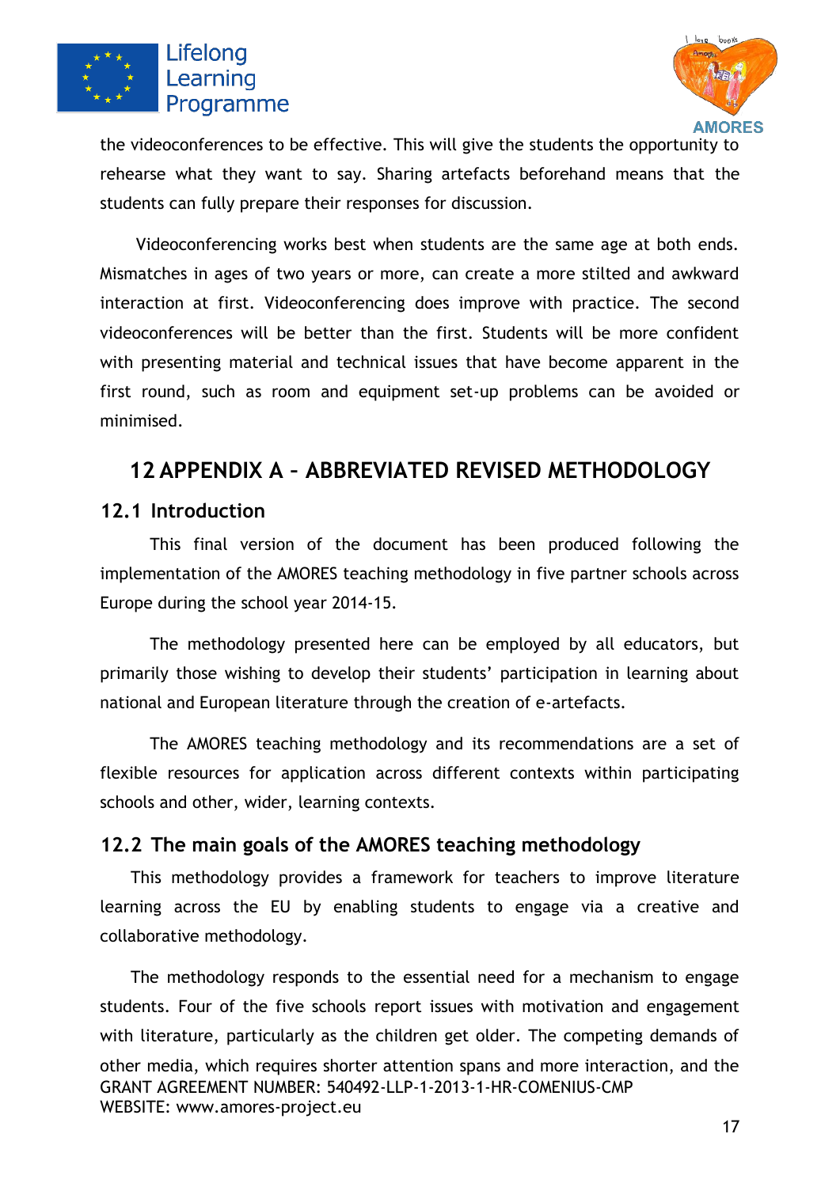the videoconferences to be effective. This will give the students the opportunity to rehearse what they want to say. Sharing artefacts beforehand means that the students can fully prepare their responses for discussion.

Videoconferencing works best when students are the same age at both ends. Mismatches in ages of two years or more, can create a more stilted and awkward interaction at first. Videoconferencing does improve with practice. The second videoconferences will be better than the first. Students will be more confident with presenting material and technical issues that have become apparent in the first round, such as room and equipment set-up problems can be avoided or minimised.

# 12 APPENDIX A – ABBREVIATED REVISED METHODOLOGY

## 12.1 Introduction

This final version of the document has been produced following the implementation of the AMORES teaching methodology in five partner schools across Europe during the school year 2014-15.

The methodology presented here can be employed by all educators, but primarily those wishing to develop their students' participation in learning about national and European literature through the creation of e-artefacts.

The AMORES teaching methodology and its recommendations are a set of flexible resources for application across different contexts within participating schools and other, wider, learning contexts.

## 12.2 The main goals of the AMORES teaching methodology

This methodology provides a framework for teachers to improve literature learning across the EU by enabling students to engage via a creative and collaborative methodology.

The methodology responds to the essential need for a mechanism to engage students. Four of the five schools report issues with motivation and engagement with literature, particularly as the children get older. The competing demands of other media, which requires shorter attention spans and more interaction, and the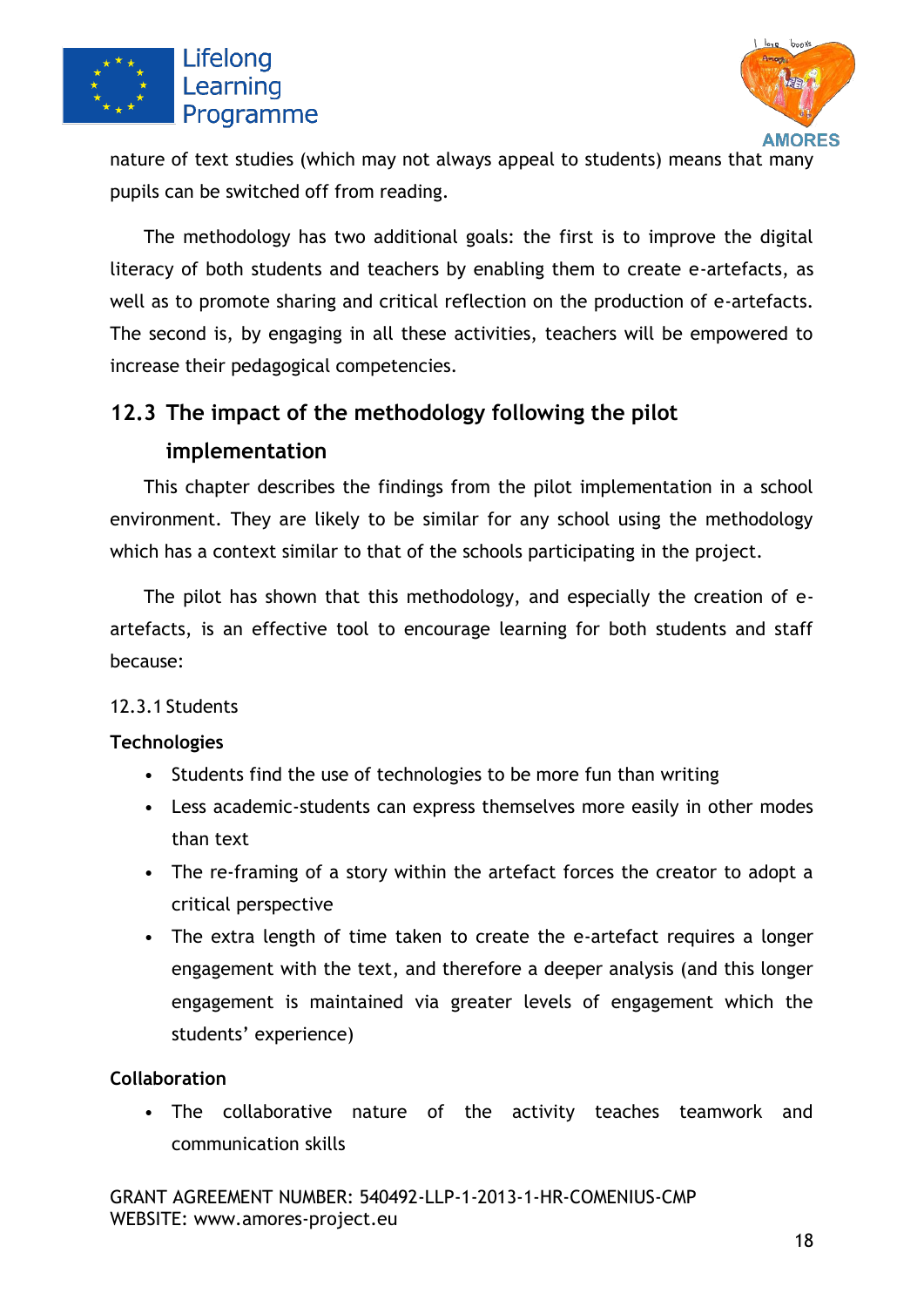nature of text studies (which may not always appeal to students) means that many pupils can be switched off from reading.

The methodology has two additional goals: the first is to improve the digital literacy of both students and teachers by enabling them to create e-artefacts, as well as to promote sharing and critical reflection on the production of e-artefacts. The second is, by engaging in all these activities, teachers will be empowered to increase their pedagogical competencies.

## 12.3 The impact of the methodology following the pilot implementation

This chapter describes the findings from the pilot implementation in a school environment. They are likely to be similar for any school using the methodology which has a context similar to that of the schools participating in the project.

The pilot has shown that this methodology, and especially the creation of e-artefacts, is an effective tool to encourage learning for both students and staff because:

### 12.3.1 Students

**Technologies**

- Students find the use of technologies to be more fun than writing
- Less academic-students can express themselves more easily in other modes than text
- The re-framing of a story within the artefact forces the creator to adopt a critical perspective
- The extra length of time taken to create the e-artefact requires a longer engagement with the text, and therefore a deeper analysis (and this longer engagement is maintained via greater levels of engagement which the students' experience)

**Collaboration**

- The collaborative nature of the activity teaches teamwork and communication skills

GRANT AGREEMENT NUMBER: 540492-LLP-1-2013-1-HR-COMENIUS-CMP
WEBSITE: www.amores-project.eu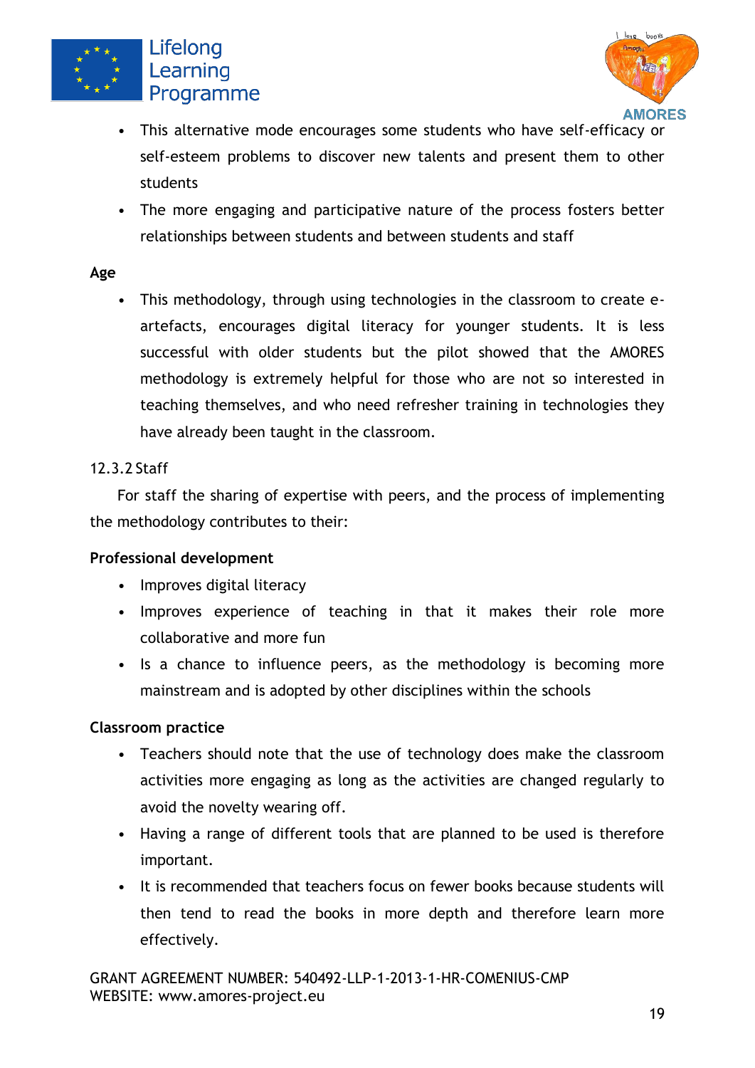- This alternative mode encourages some students who have self-efficacy or self-esteem problems to discover new talents and present them to other students
- The more engaging and participative nature of the process fosters better relationships between students and between students and staff

**Age**

- This methodology, through using technologies in the classroom to create e-artefacts, encourages digital literacy for younger students. It is less successful with older students but the pilot showed that the AMORES methodology is extremely helpful for those who are not so interested in teaching themselves, and who need refresher training in technologies they have already been taught in the classroom.

12.3.2 Staff

For staff the sharing of expertise with peers, and the process of implementing the methodology contributes to their:

**Professional development**

- Improves digital literacy
- Improves experience of teaching in that it makes their role more collaborative and more fun
- Is a chance to influence peers, as the methodology is becoming more mainstream and is adopted by other disciplines within the schools

**Classroom practice**

- Teachers should note that the use of technology does make the classroom activities more engaging as long as the activities are changed regularly to avoid the novelty wearing off.
- Having a range of different tools that are planned to be used is therefore important.
- It is recommended that teachers focus on fewer books because students will then tend to read the books in more depth and therefore learn more effectively.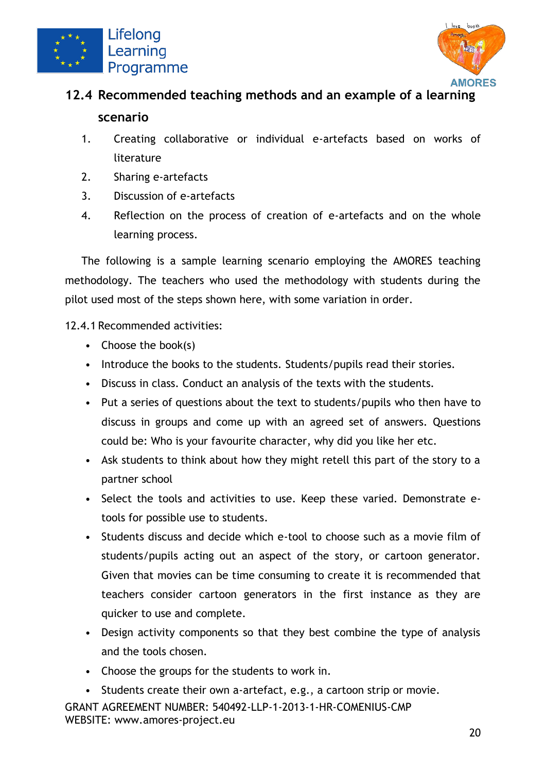## 12.4 Recommended teaching methods and an example of a learning scenario

1. Creating collaborative or individual e-artefacts based on works of literature
2. Sharing e-artefacts
3. Discussion of e-artefacts
4. Reflection on the process of creation of e-artefacts and on the whole learning process.

The following is a sample learning scenario employing the AMORES teaching methodology. The teachers who used the methodology with students during the pilot used most of the steps shown here, with some variation in order.

12.4.1 Recommended activities:

- Choose the book(s)
- Introduce the books to the students. Students/pupils read their stories.
- Discuss in class. Conduct an analysis of the texts with the students.
- Put a series of questions about the text to students/pupils who then have to discuss in groups and come up with an agreed set of answers. Questions could be: Who is your favourite character, why did you like her etc.
- Ask students to think about how they might retell this part of the story to a partner school
- Select the tools and activities to use. Keep these varied. Demonstrate e-tools for possible use to students.
- Students discuss and decide which e-tool to choose such as a movie film of students/pupils acting out an aspect of the story, or cartoon generator. Given that movies can be time consuming to create it is recommended that teachers consider cartoon generators in the first instance as they are quicker to use and complete.
- Design activity components so that they best combine the type of analysis and the tools chosen.
- Choose the groups for the students to work in.
- Students create their own a-artefact, e.g., a cartoon strip or movie.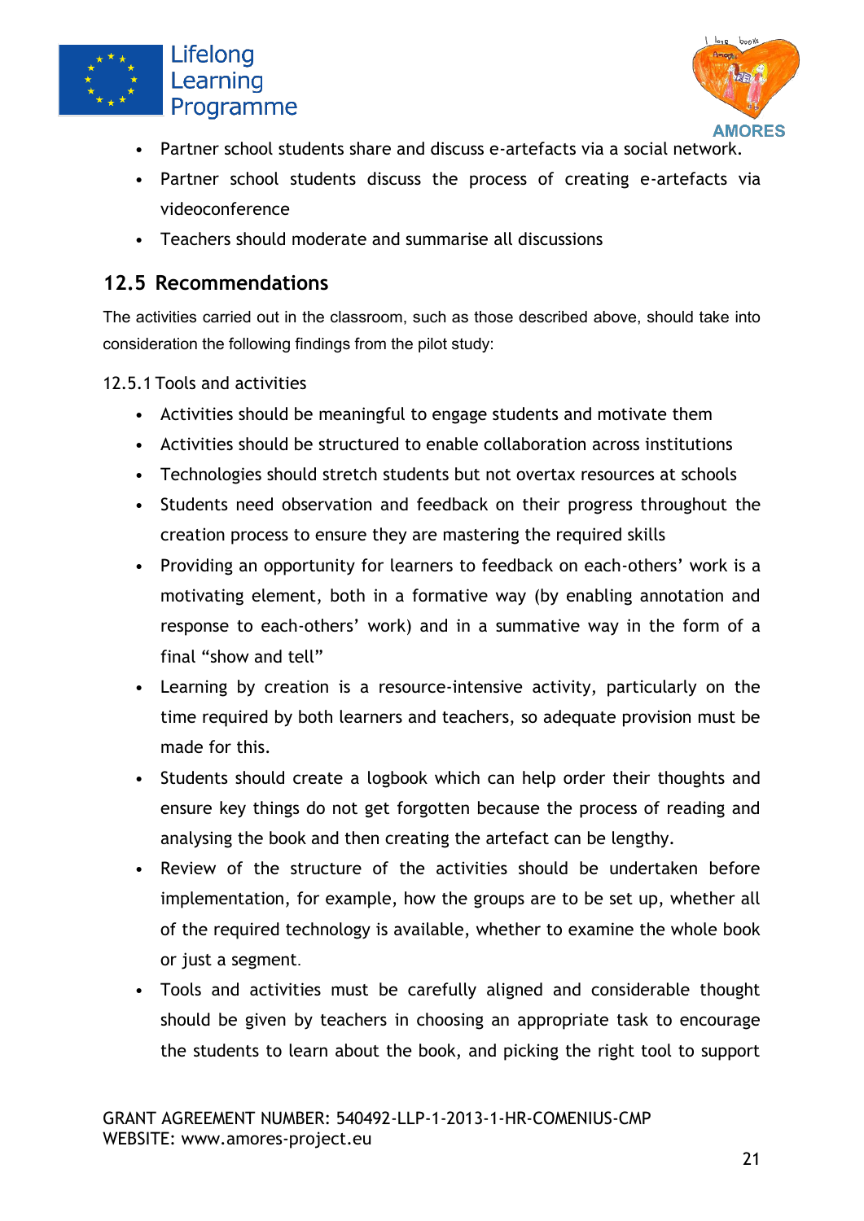- Partner school students share and discuss e-artefacts via a social network.
- Partner school students discuss the process of creating e-artefacts via videoconference
- Teachers should moderate and summarise all discussions

## 12.5 Recommendations

The activities carried out in the classroom, such as those described above, should take into consideration the following findings from the pilot study:

12.5.1 Tools and activities

- Activities should be meaningful to engage students and motivate them
- Activities should be structured to enable collaboration across institutions
- Technologies should stretch students but not overtax resources at schools
- Students need observation and feedback on their progress throughout the creation process to ensure they are mastering the required skills
- Providing an opportunity for learners to feedback on each-others' work is a motivating element, both in a formative way (by enabling annotation and response to each-others' work) and in a summative way in the form of a final "show and tell"
- Learning by creation is a resource-intensive activity, particularly on the time required by both learners and teachers, so adequate provision must be made for this.
- Students should create a logbook which can help order their thoughts and ensure key things do not get forgotten because the process of reading and analysing the book and then creating the artefact can be lengthy.
- Review of the structure of the activities should be undertaken before implementation, for example, how the groups are to be set up, whether all of the required technology is available, whether to examine the whole book or just a segment.
- Tools and activities must be carefully aligned and considerable thought should be given by teachers in choosing an appropriate task to encourage the students to learn about the book, and picking the right tool to support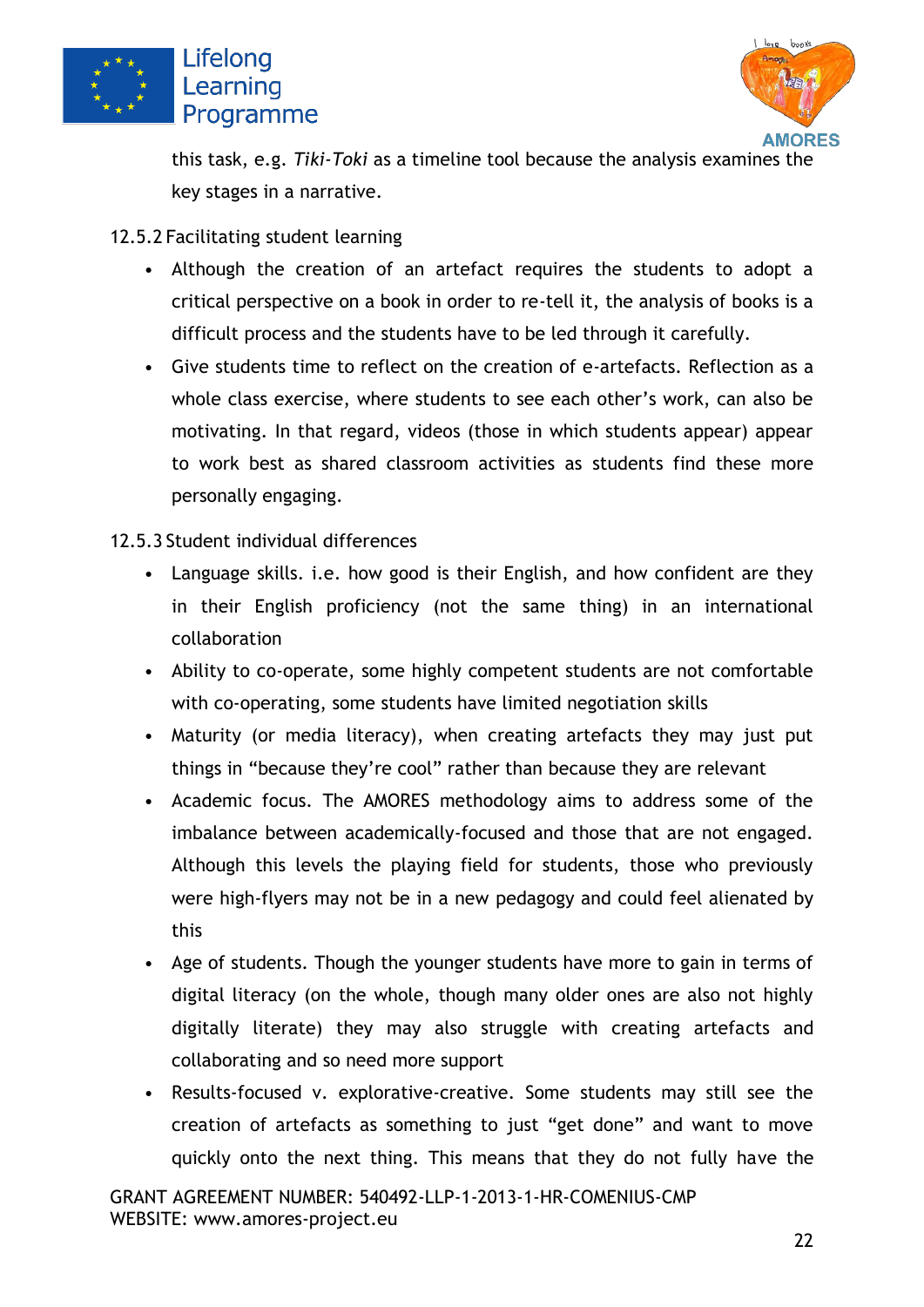this task, e.g. *Tiki-Toki* as a timeline tool because the analysis examines the key stages in a narrative.

12.5.2 Facilitating student learning

- Although the creation of an artefact requires the students to adopt a critical perspective on a book in order to re-tell it, the analysis of books is a difficult process and the students have to be led through it carefully.
- Give students time to reflect on the creation of e-artefacts. Reflection as a whole class exercise, where students to see each other's work, can also be motivating. In that regard, videos (those in which students appear) appear to work best as shared classroom activities as students find these more personally engaging.

12.5.3 Student individual differences

- Language skills. i.e. how good is their English, and how confident are they in their English proficiency (not the same thing) in an international collaboration
- Ability to co-operate, some highly competent students are not comfortable with co-operating, some students have limited negotiation skills
- Maturity (or media literacy), when creating artefacts they may just put things in "because they're cool" rather than because they are relevant
- Academic focus. The AMORES methodology aims to address some of the imbalance between academically-focused and those that are not engaged. Although this levels the playing field for students, those who previously were high-flyers may not be in a new pedagogy and could feel alienated by this
- Age of students. Though the younger students have more to gain in terms of digital literacy (on the whole, though many older ones are also not highly digitally literate) they may also struggle with creating artefacts and collaborating and so need more support
- Results-focused v. explorative-creative. Some students may still see the creation of artefacts as something to just "get done" and want to move quickly onto the next thing. This means that they do not fully have the

GRANT AGREEMENT NUMBER: 540492-LLP-1-2013-1-HR-COMENIUS-CMP
WEBSITE: www.amores-project.eu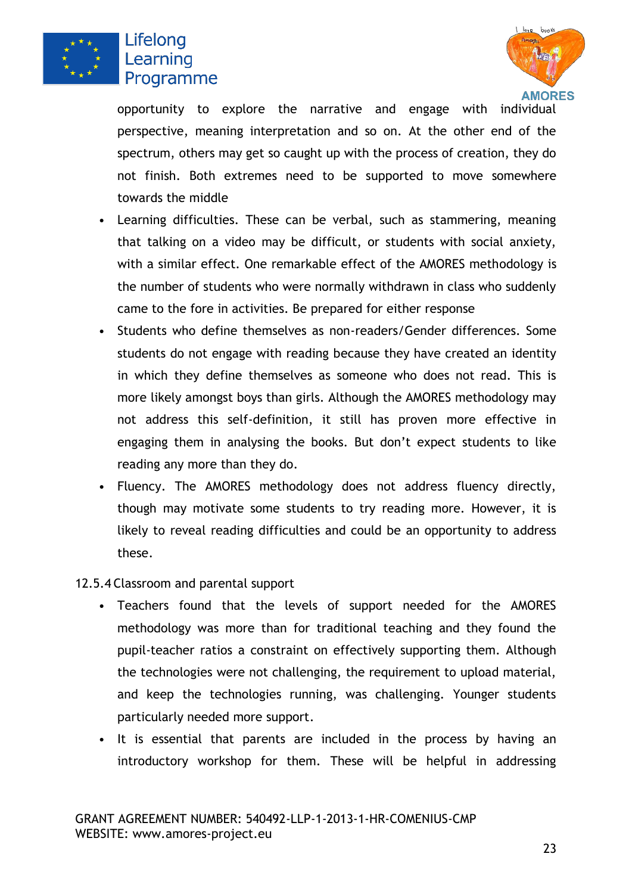opportunity to explore the narrative and engage with individual perspective, meaning interpretation and so on. At the other end of the spectrum, others may get so caught up with the process of creation, they do not finish. Both extremes need to be supported to move somewhere towards the middle

- Learning difficulties. These can be verbal, such as stammering, meaning that talking on a video may be difficult, or students with social anxiety, with a similar effect. One remarkable effect of the AMORES methodology is the number of students who were normally withdrawn in class who suddenly came to the fore in activities. Be prepared for either response
- Students who define themselves as non-readers/Gender differences. Some students do not engage with reading because they have created an identity in which they define themselves as someone who does not read. This is more likely amongst boys than girls. Although the AMORES methodology may not address this self-definition, it still has proven more effective in engaging them in analysing the books. But don't expect students to like reading any more than they do.
- Fluency. The AMORES methodology does not address fluency directly, though may motivate some students to try reading more. However, it is likely to reveal reading difficulties and could be an opportunity to address these.

12.5.4 Classroom and parental support

- Teachers found that the levels of support needed for the AMORES methodology was more than for traditional teaching and they found the pupil-teacher ratios a constraint on effectively supporting them. Although the technologies were not challenging, the requirement to upload material, and keep the technologies running, was challenging. Younger students particularly needed more support.
- It is essential that parents are included in the process by having an introductory workshop for them. These will be helpful in addressing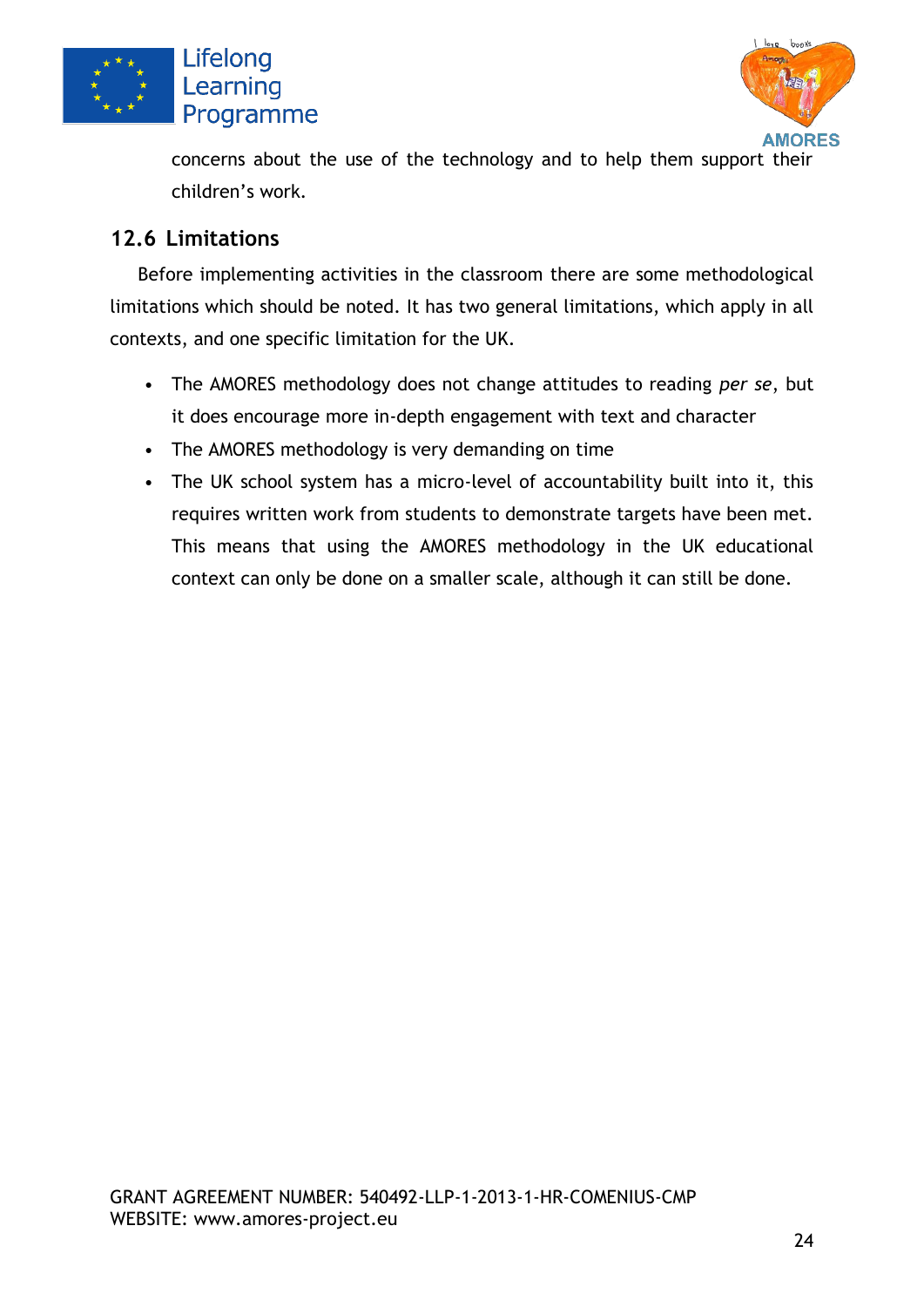concerns about the use of the technology and to help them support their children's work.

## 12.6 Limitations

Before implementing activities in the classroom there are some methodological limitations which should be noted. It has two general limitations, which apply in all contexts, and one specific limitation for the UK.

- The AMORES methodology does not change attitudes to reading *per se*, but it does encourage more in-depth engagement with text and character
- The AMORES methodology is very demanding on time
- The UK school system has a micro-level of accountability built into it, this requires written work from students to demonstrate targets have been met. This means that using the AMORES methodology in the UK educational context can only be done on a smaller scale, although it can still be done.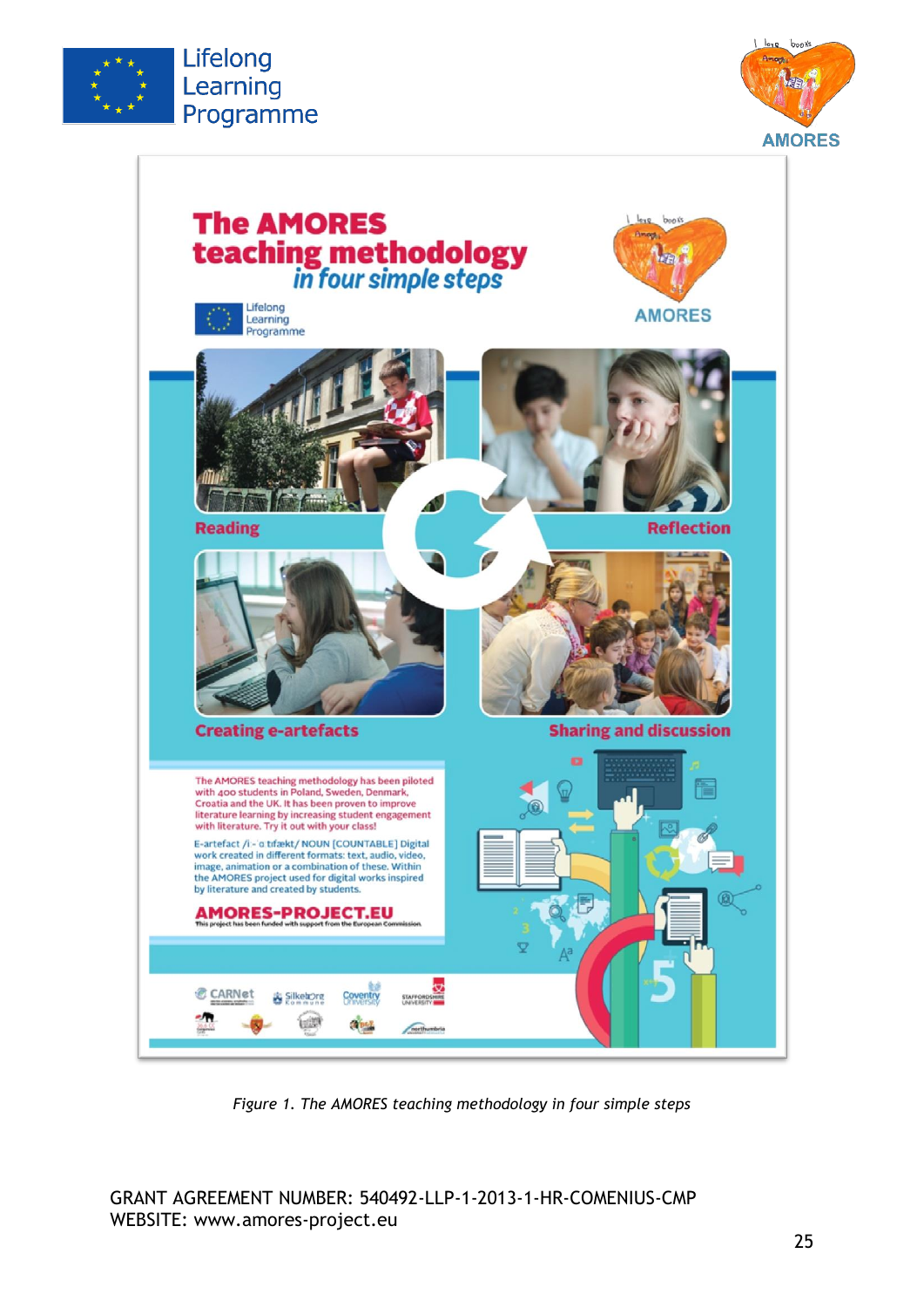**The AMORES teaching methodology** *in four simple steps*

Reading

Reflection

Creating e-artefacts

Sharing and discussion

The AMORES teaching methodology has been piloted with 400 students in Poland, Sweden, Denmark, Croatia and the UK. It has been proven to improve literature learning by increasing student engagement with literature. Try it out with your class!

E-artefact /i - ˈɑ tɪfækt/ NOUN [COUNTABLE] Digital work created in different formats: text, audio, video, image, animation or a combination of these. Within the AMORES project used for digital works inspired by literature and created by students.

**AMORES-PROJECT.EU**

This project has been funded with support from the European Commission.

*Figure 1. The AMORES teaching methodology in four simple steps*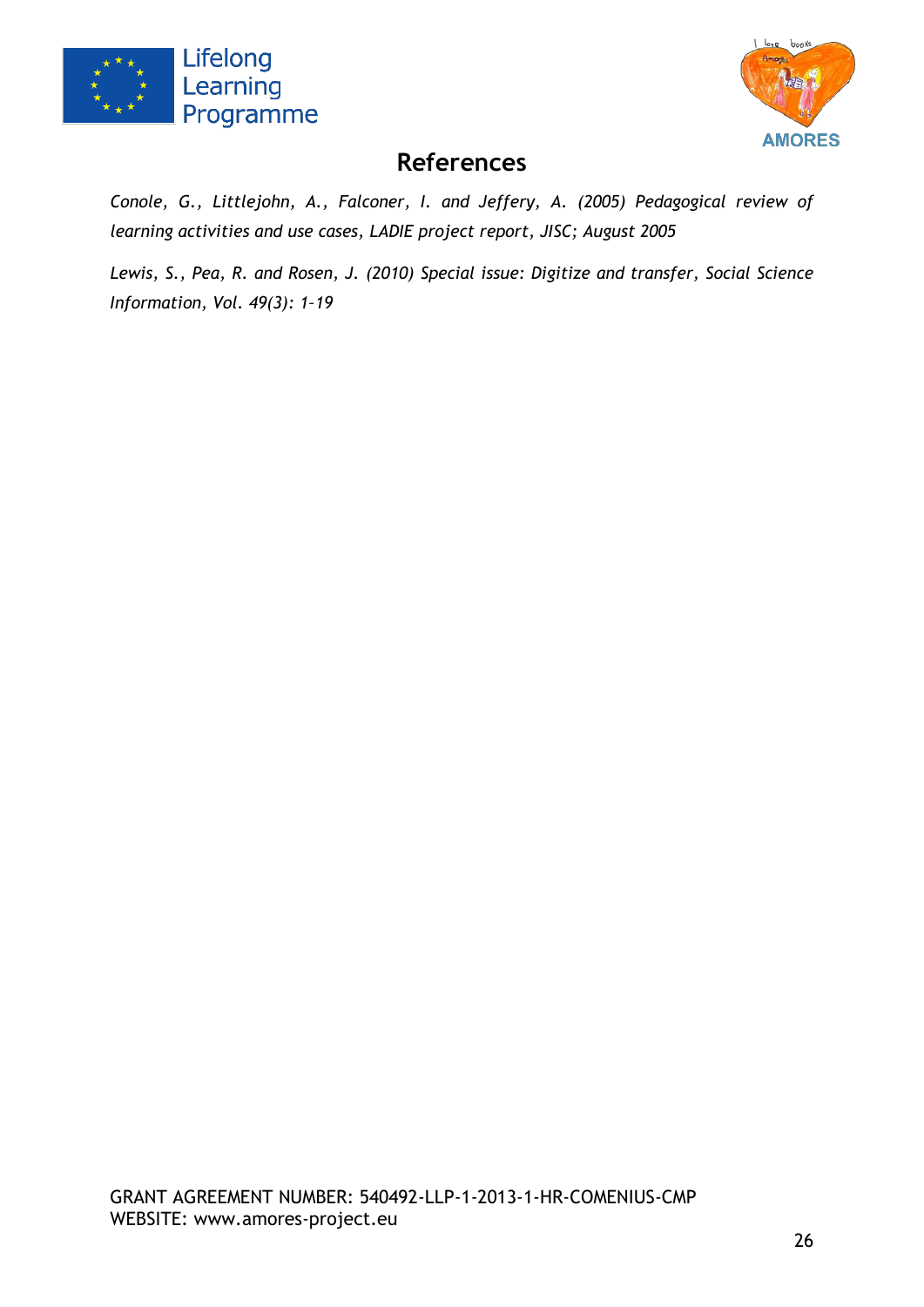# References

*Conole, G., Littlejohn, A., Falconer, I. and Jeffery, A. (2005) Pedagogical review of learning activities and use cases, LADIE project report, JISC; August 2005*

*Lewis, S., Pea, R. and Rosen, J. (2010) Special issue: Digitize and transfer, Social Science Information, Vol. 49(3): 1–19*

GRANT AGREEMENT NUMBER: 540492-LLP-1-2013-1-HR-COMENIUS-CMP
WEBSITE: www.amores-project.eu